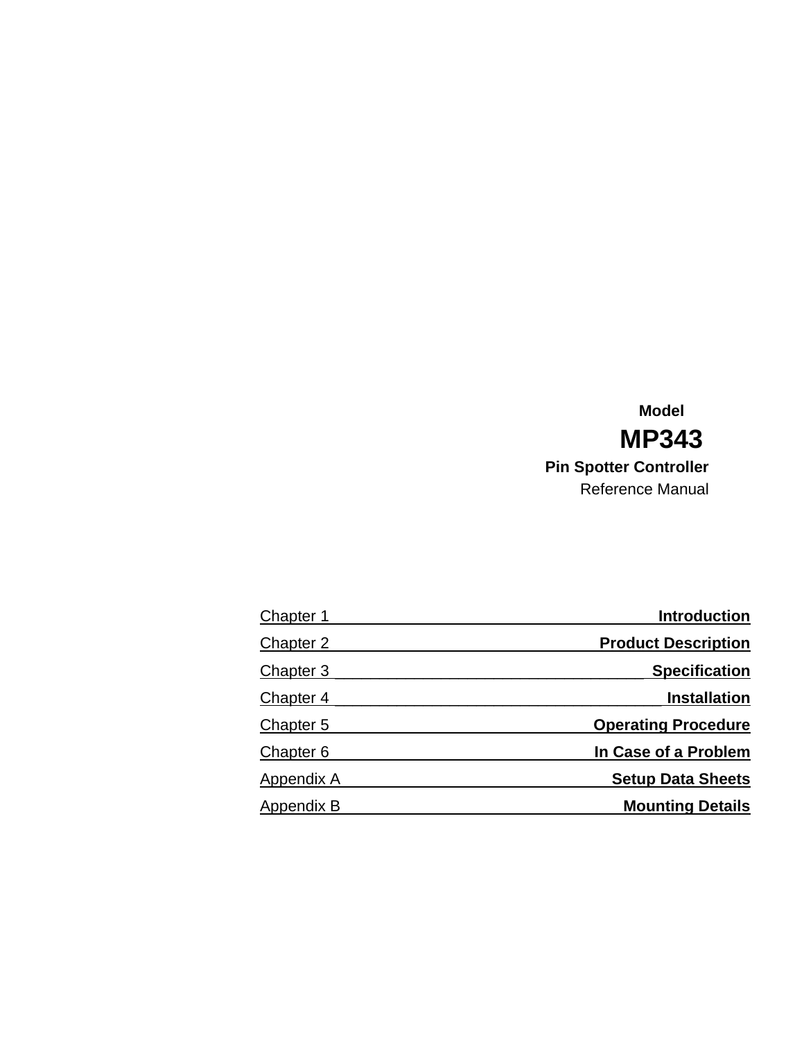**Model**

# MP343

**Pin Spotter Controller**

Reference Manual

| | |
|---|---|
| Chapter 1 | **Introduction** |
| Chapter 2 | **Product Description** |
| Chapter 3 | **Specification** |
| Chapter 4 | **Installation** |
| Chapter 5 | **Operating Procedure** |
| Chapter 6 | **In Case of a Problem** |
| Appendix A | **Setup Data Sheets** |
| Appendix B | **Mounting Details** |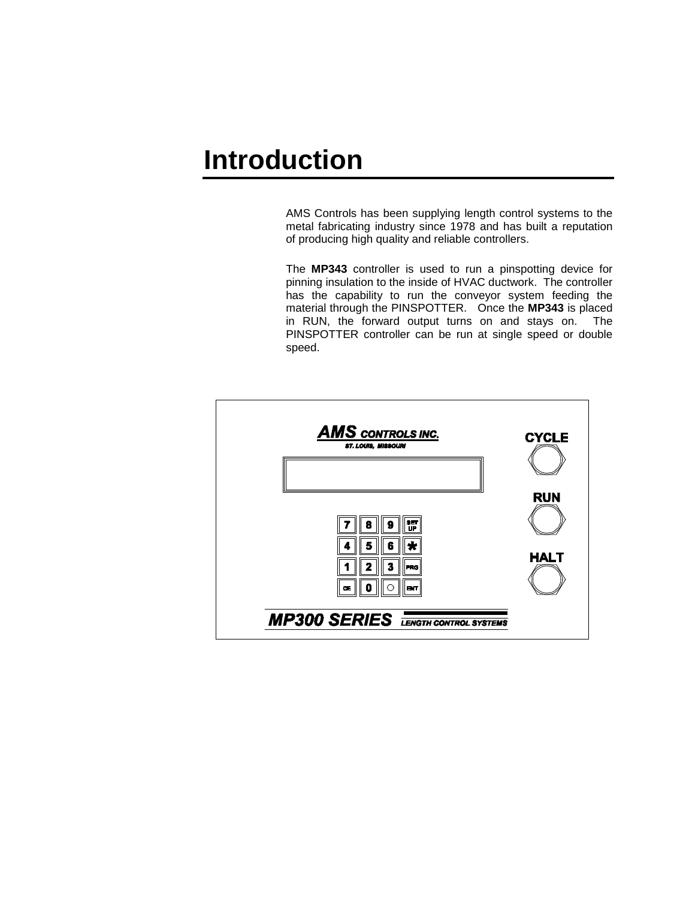# Introduction

AMS Controls has been supplying length control systems to the metal fabricating industry since 1978 and has built a reputation of producing high quality and reliable controllers.

The **MP343** controller is used to run a pinspotting device for pinning insulation to the inside of HVAC ductwork. The controller has the capability to run the conveyor system feeding the material through the PINSPOTTER. Once the **MP343** is placed in RUN, the forward output turns on and stays on. The PINSPOTTER controller can be run at single speed or double speed.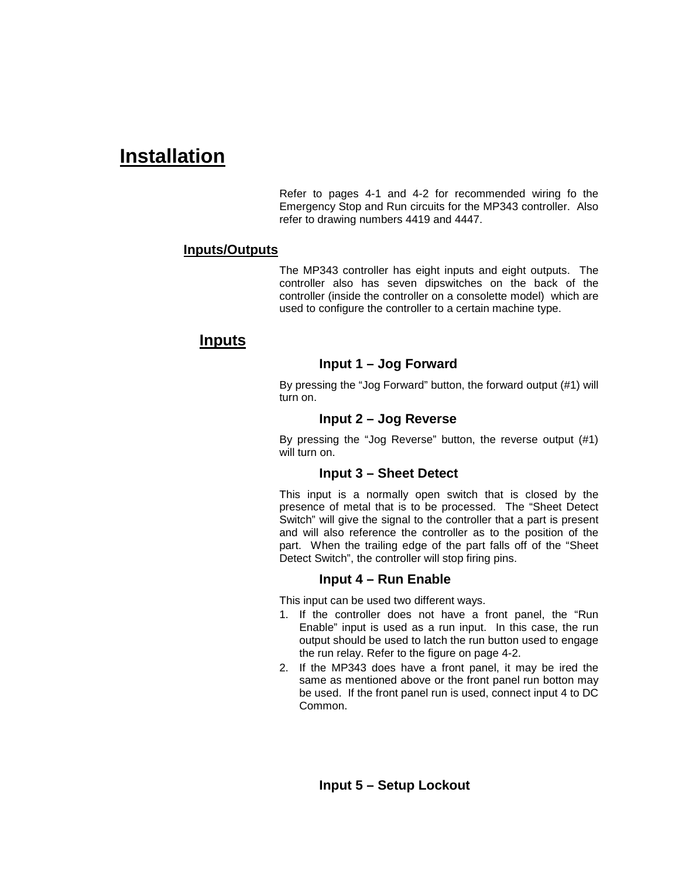# Installation

Refer to pages 4-1 and 4-2 for recommended wiring fo the Emergency Stop and Run circuits for the MP343 controller. Also refer to drawing numbers 4419 and 4447.

## Inputs/Outputs

The MP343 controller has eight inputs and eight outputs. The controller also has seven dipswitches on the back of the controller (inside the controller on a consolette model) which are used to configure the controller to a certain machine type.

### Inputs

#### Input 1 – Jog Forward

By pressing the "Jog Forward" button, the forward output (#1) will turn on.

#### Input 2 – Jog Reverse

By pressing the "Jog Reverse" button, the reverse output (#1) will turn on.

#### Input 3 – Sheet Detect

This input is a normally open switch that is closed by the presence of metal that is to be processed. The "Sheet Detect Switch" will give the signal to the controller that a part is present and will also reference the controller as to the position of the part. When the trailing edge of the part falls off of the "Sheet Detect Switch", the controller will stop firing pins.

#### Input 4 – Run Enable

This input can be used two different ways.

1. If the controller does not have a front panel, the "Run Enable" input is used as a run input. In this case, the run output should be used to latch the run button used to engage the run relay. Refer to the figure on page 4-2.
2. If the MP343 does have a front panel, it may be ired the same as mentioned above or the front panel run botton may be used. If the front panel run is used, connect input 4 to DC Common.

#### Input 5 – Setup Lockout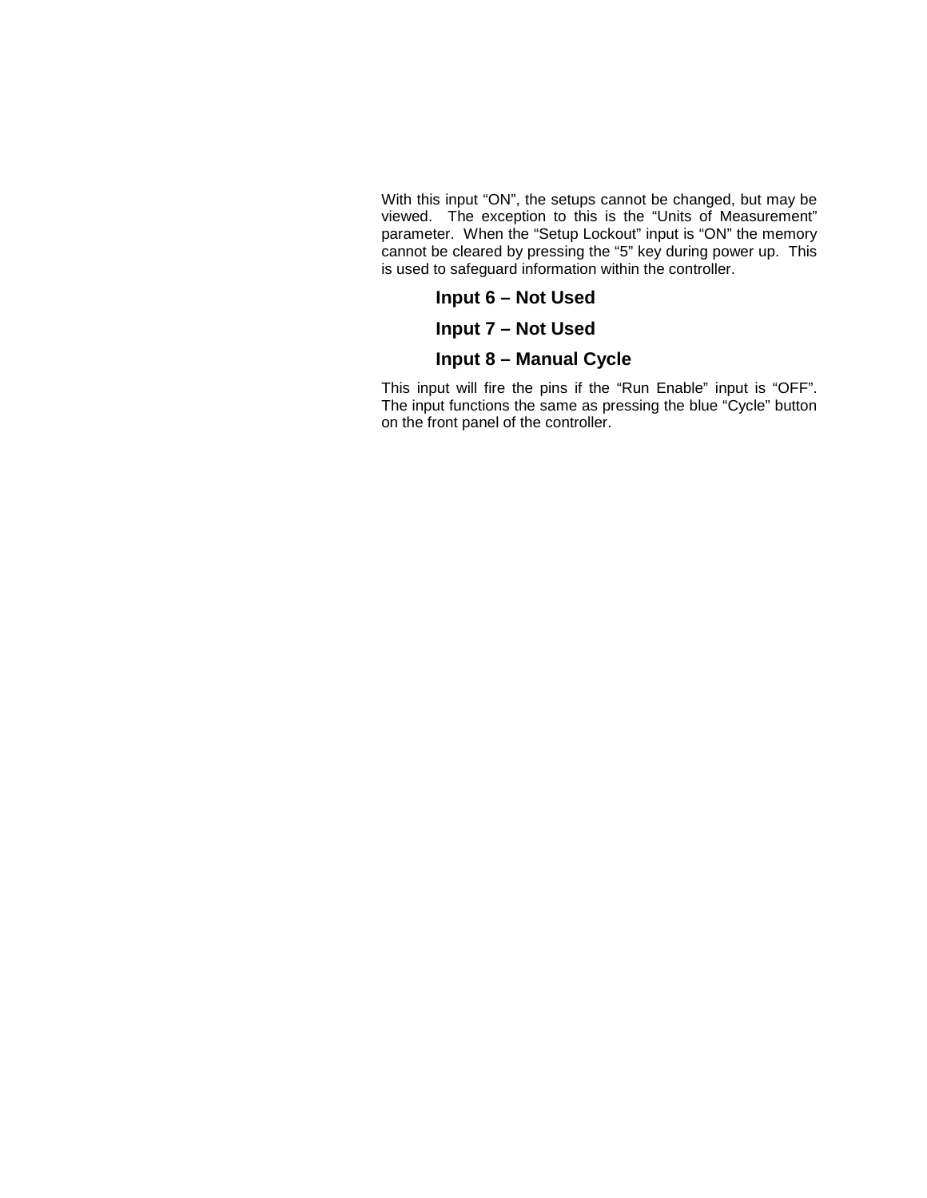With this input "ON", the setups cannot be changed, but may be viewed. The exception to this is the "Units of Measurement" parameter. When the "Setup Lockout" input is "ON" the memory cannot be cleared by pressing the "5" key during power up. This is used to safeguard information within the controller.

### Input 6 – Not Used

### Input 7 – Not Used

### Input 8 – Manual Cycle

This input will fire the pins if the "Run Enable" input is "OFF". The input functions the same as pressing the blue "Cycle" button on the front panel of the controller.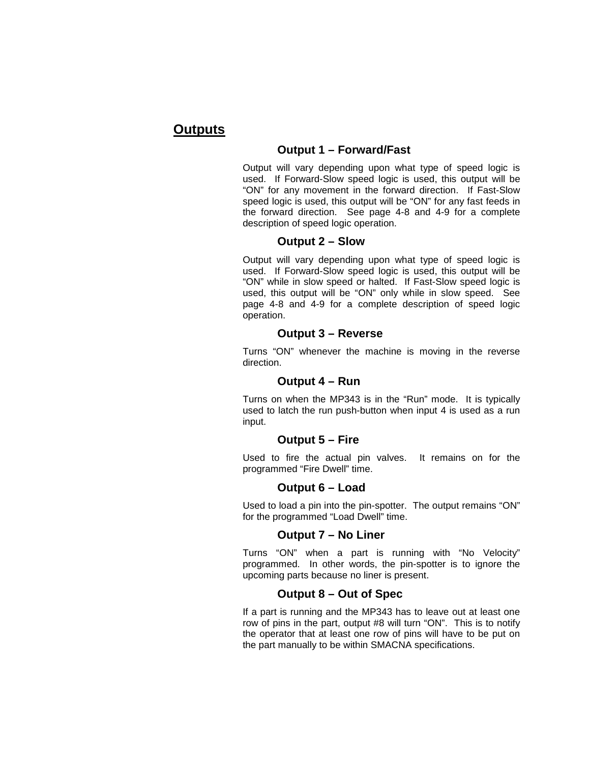## Outputs

### Output 1 – Forward/Fast

Output will vary depending upon what type of speed logic is used. If Forward-Slow speed logic is used, this output will be "ON" for any movement in the forward direction. If Fast-Slow speed logic is used, this output will be "ON" for any fast feeds in the forward direction. See page 4-8 and 4-9 for a complete description of speed logic operation.

### Output 2 – Slow

Output will vary depending upon what type of speed logic is used. If Forward-Slow speed logic is used, this output will be "ON" while in slow speed or halted. If Fast-Slow speed logic is used, this output will be "ON" only while in slow speed. See page 4-8 and 4-9 for a complete description of speed logic operation.

### Output 3 – Reverse

Turns "ON" whenever the machine is moving in the reverse direction.

### Output 4 – Run

Turns on when the MP343 is in the "Run" mode. It is typically used to latch the run push-button when input 4 is used as a run input.

### Output 5 – Fire

Used to fire the actual pin valves. It remains on for the programmed "Fire Dwell" time.

### Output 6 – Load

Used to load a pin into the pin-spotter. The output remains "ON" for the programmed "Load Dwell" time.

### Output 7 – No Liner

Turns "ON" when a part is running with "No Velocity" programmed. In other words, the pin-spotter is to ignore the upcoming parts because no liner is present.

### Output 8 – Out of Spec

If a part is running and the MP343 has to leave out at least one row of pins in the part, output #8 will turn "ON". This is to notify the operator that at least one row of pins will have to be put on the part manually to be within SMACNA specifications.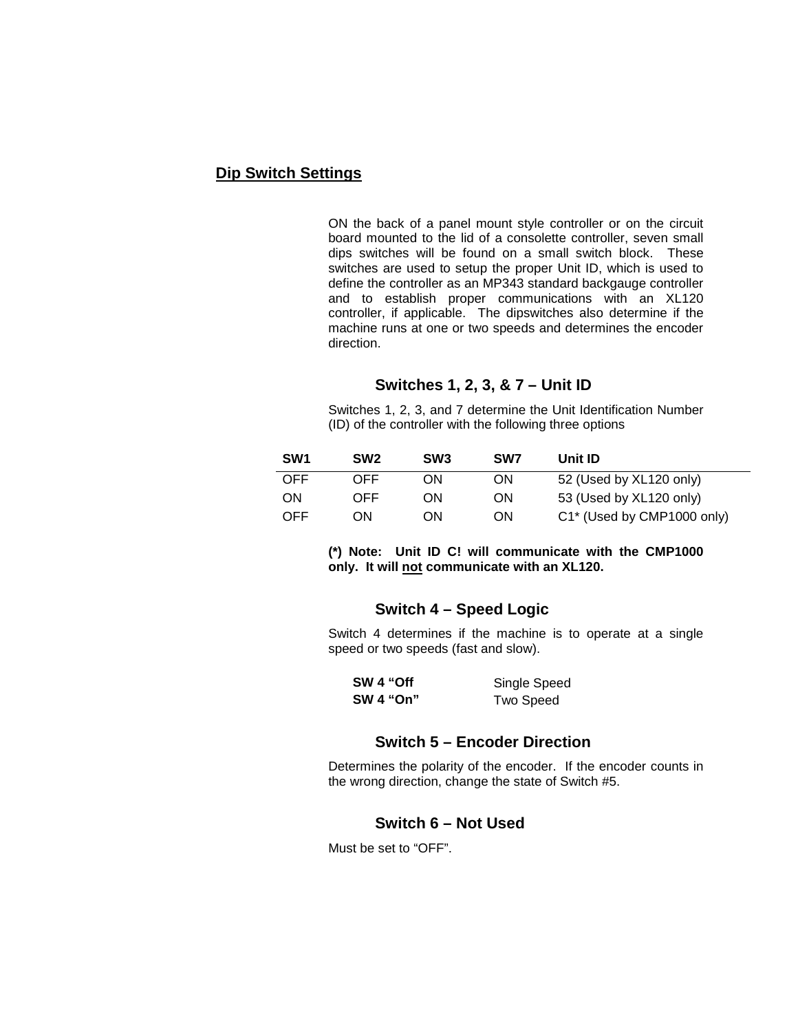## Dip Switch Settings

ON the back of a panel mount style controller or on the circuit board mounted to the lid of a consolette controller, seven small dips switches will be found on a small switch block. These switches are used to setup the proper Unit ID, which is used to define the controller as an MP343 standard backgauge controller and to establish proper communications with an XL120 controller, if applicable. The dipswitches also determine if the machine runs at one or two speeds and determines the encoder direction.

### Switches 1, 2, 3, & 7 – Unit ID

Switches 1, 2, 3, and 7 determine the Unit Identification Number (ID) of the controller with the following three options

| SW1 | SW2 | SW3 | SW7 | Unit ID |
|---|---|---|---|---|
| OFF | OFF | ON | ON | 52 (Used by XL120 only) |
| ON | OFF | ON | ON | 53 (Used by XL120 only) |
| OFF | ON | ON | ON | C1* (Used by CMP1000 only) |

**(*) Note: Unit ID C! will communicate with the CMP1000 only. It will <u>not</u> communicate with an XL120.**

### Switch 4 – Speed Logic

Switch 4 determines if the machine is to operate at a single speed or two speeds (fast and slow).

| | |
|---|---|
| **SW 4 "Off** | Single Speed |
| **SW 4 "On"** | Two Speed |

### Switch 5 – Encoder Direction

Determines the polarity of the encoder. If the encoder counts in the wrong direction, change the state of Switch #5.

### Switch 6 – Not Used

Must be set to "OFF".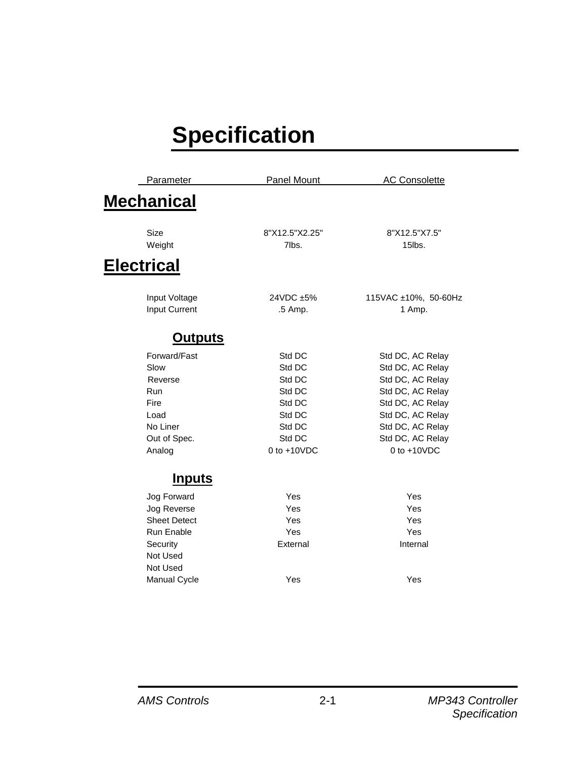# Specification

| Parameter | Panel Mount | AC Consolette |
|---|---|---|

## Mechanical

| Parameter | Panel Mount | AC Consolette |
|---|---|---|
| Size | 8"X12.5"X2.25" | 8"X12.5"X7.5" |
| Weight | 7lbs. | 15lbs. |

## Electrical

| Parameter | Panel Mount | AC Consolette |
|---|---|---|
| Input Voltage | 24VDC ±5% | 115VAC ±10%, 50-60Hz |
| Input Current | .5 Amp. | 1 Amp. |

### Outputs

| Parameter | Panel Mount | AC Consolette |
|---|---|---|
| Forward/Fast | Std DC | Std DC, AC Relay |
| Slow | Std DC | Std DC, AC Relay |
| Reverse | Std DC | Std DC, AC Relay |
| Run | Std DC | Std DC, AC Relay |
| Fire | Std DC | Std DC, AC Relay |
| Load | Std DC | Std DC, AC Relay |
| No Liner | Std DC | Std DC, AC Relay |
| Out of Spec. | Std DC | Std DC, AC Relay |
| Analog | 0 to +10VDC | 0 to +10VDC |

### Inputs

| Parameter | Panel Mount | AC Consolette |
|---|---|---|
| Jog Forward | Yes | Yes |
| Jog Reverse | Yes | Yes |
| Sheet Detect | Yes | Yes |
| Run Enable | Yes | Yes |
| Security | External | Internal |
| Not Used | | |
| Not Used | | |
| Manual Cycle | Yes | Yes |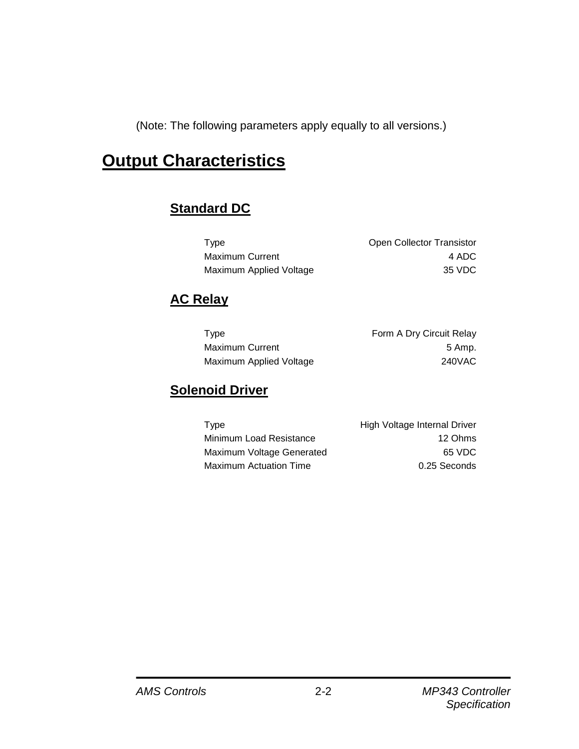(Note: The following parameters apply equally to all versions.)

# Output Characteristics

## Standard DC

| | |
|---|---|
| Type | Open Collector Transistor |
| Maximum Current | 4 ADC |
| Maximum Applied Voltage | 35 VDC |

## AC Relay

| | |
|---|---|
| Type | Form A Dry Circuit Relay |
| Maximum Current | 5 Amp. |
| Maximum Applied Voltage | 240VAC |

## Solenoid Driver

| | |
|---|---|
| Type | High Voltage Internal Driver |
| Minimum Load Resistance | 12 Ohms |
| Maximum Voltage Generated | 65 VDC |
| Maximum Actuation Time | 0.25 Seconds |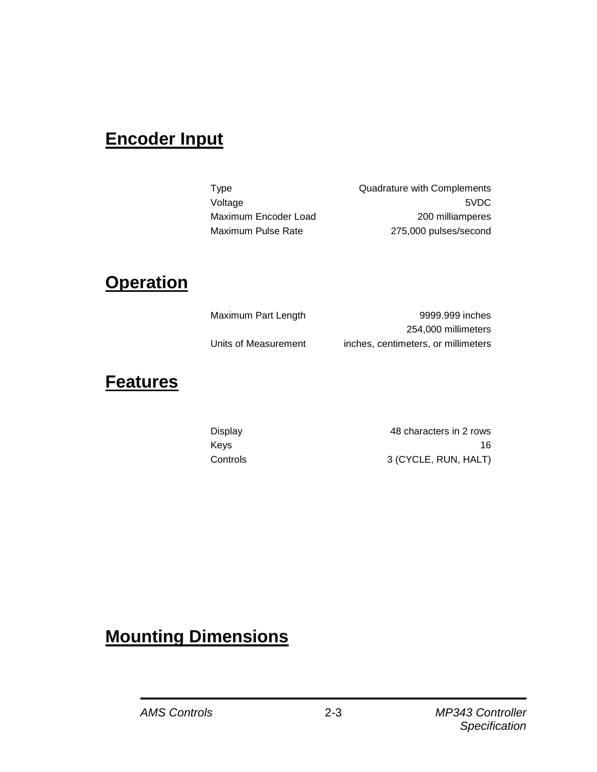## Encoder Input

| | |
|---|---|
| Type | Quadrature with Complements |
| Voltage | 5VDC |
| Maximum Encoder Load | 200 milliamperes |
| Maximum Pulse Rate | 275,000 pulses/second |

## Operation

| | |
|---|---|
| Maximum Part Length | 9999.999 inches<br>254,000 millimeters |
| Units of Measurement | inches, centimeters, or millimeters |

## Features

| | |
|---|---|
| Display | 48 characters in 2 rows |
| Keys | 16 |
| Controls | 3 (CYCLE, RUN, HALT) |

## Mounting Dimensions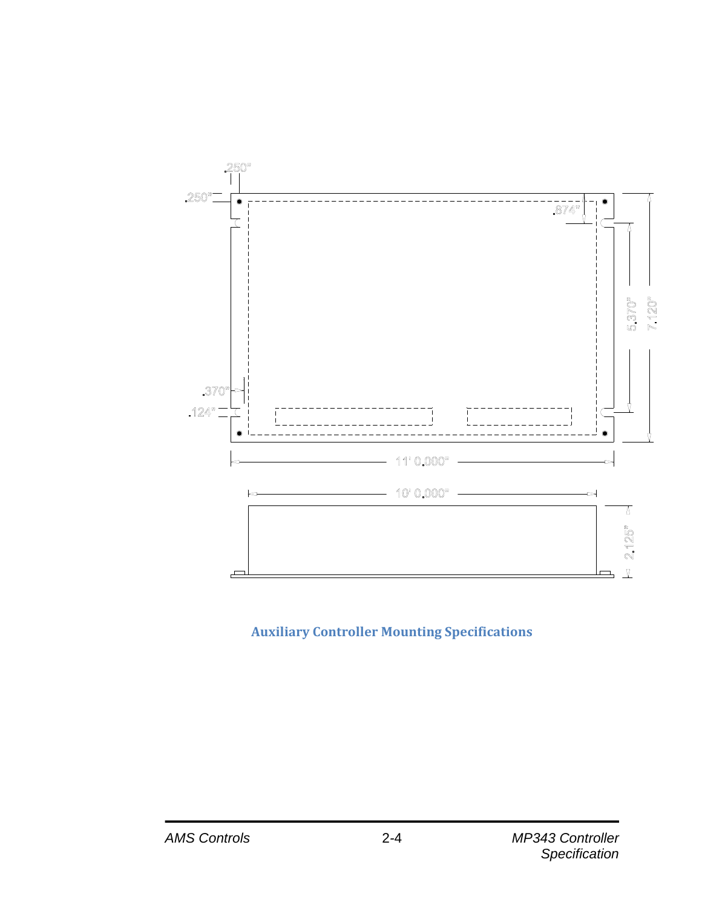.250"

.250"

.874"

5.370"

7.120"

.370"

.124"

11' 0.000"

10' 0.000"

2.125"

**Auxiliary Controller Mounting Specifications**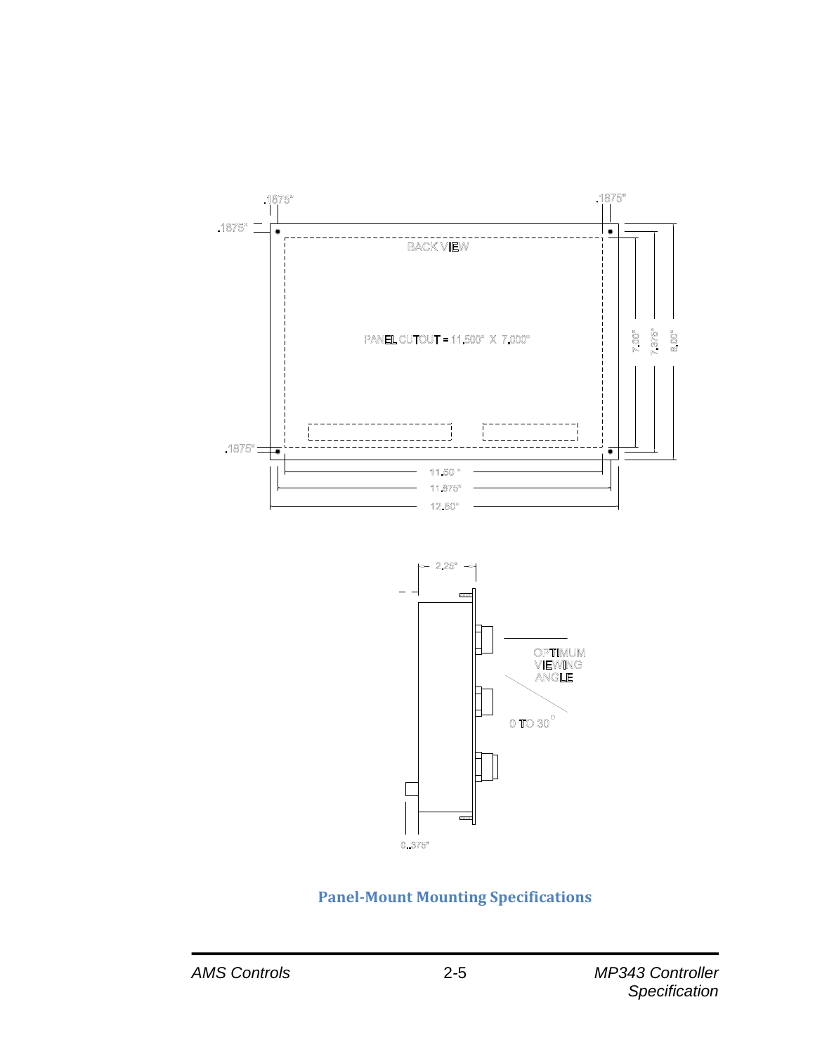**Panel-Mount Mounting Specifications**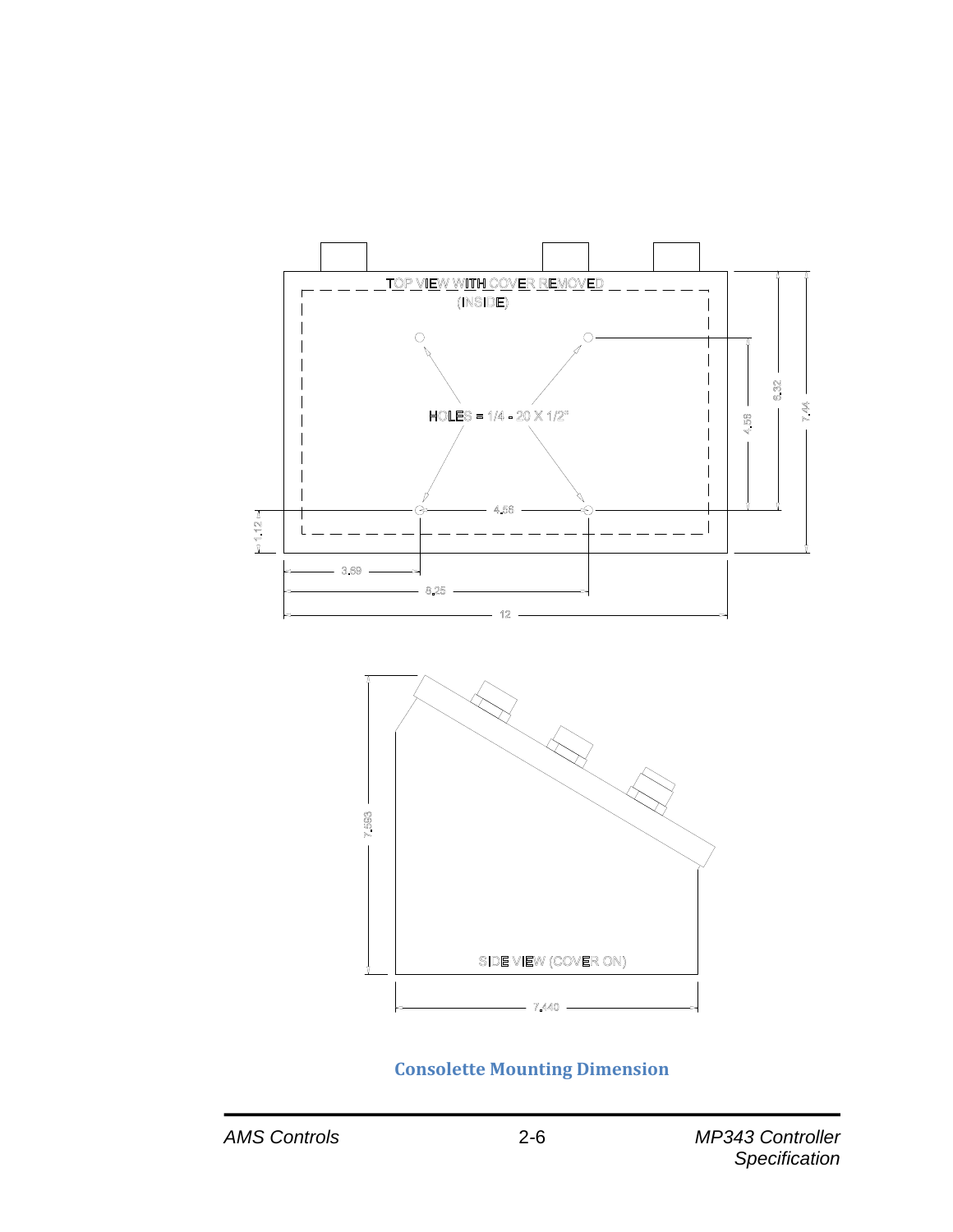TOP VIEW WITH COVER REMOVED
(INSIDE)

HOLES = 1/4 - 20 X 1/2"

4.56

6.32

7.44

4.58

1.12

3.69

8.25

12

7.563

SIDE VIEW (COVER ON)

7.440

**Consolette Mounting Dimension**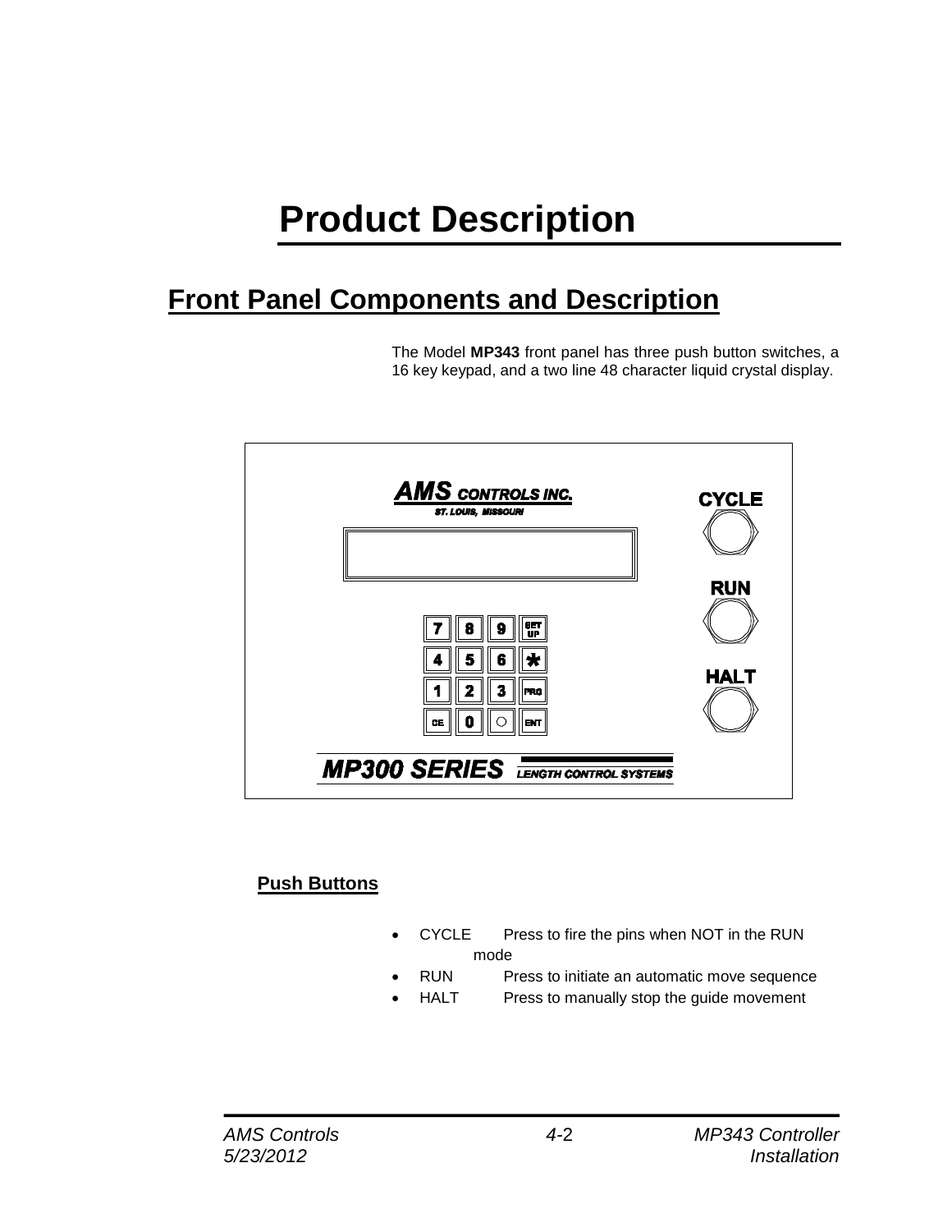# Product Description

## Front Panel Components and Description

The Model **MP343** front panel has three push button switches, a 16 key keypad, and a two line 48 character liquid crystal display.

### Push Buttons

- CYCLE Press to fire the pins when NOT in the RUN mode
- RUN Press to initiate an automatic move sequence
- HALT Press to manually stop the guide movement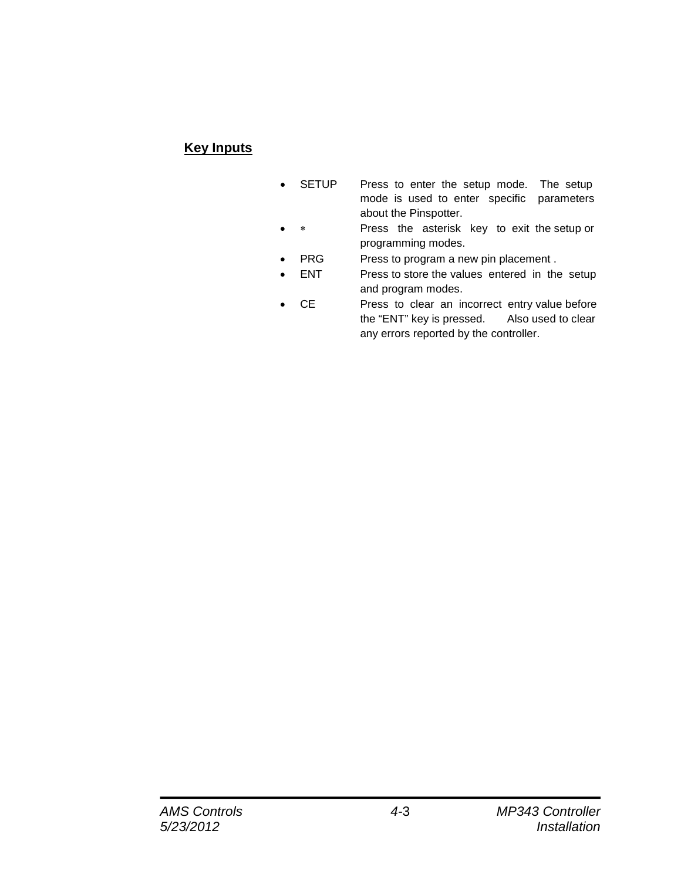## Key Inputs

- SETUP — Press to enter the setup mode. The setup mode is used to enter specific parameters about the Pinspotter.
- * — Press the asterisk key to exit the setup or programming modes.
- PRG — Press to program a new pin placement .
- ENT — Press to store the values entered in the setup and program modes.
- CE — Press to clear an incorrect entry value before the “ENT” key is pressed. Also used to clear any errors reported by the controller.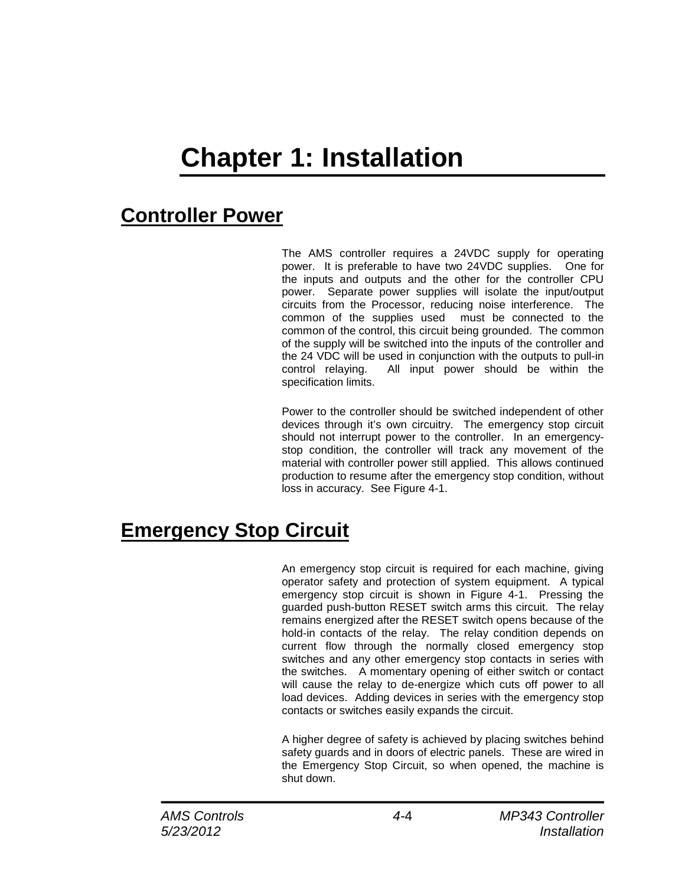# Chapter 1: Installation

## Controller Power

The AMS controller requires a 24VDC supply for operating power. It is preferable to have two 24VDC supplies. One for the inputs and outputs and the other for the controller CPU power. Separate power supplies will isolate the input/output circuits from the Processor, reducing noise interference. The common of the supplies used must be connected to the common of the control, this circuit being grounded. The common of the supply will be switched into the inputs of the controller and the 24 VDC will be used in conjunction with the outputs to pull-in control relaying. All input power should be within the specification limits.

Power to the controller should be switched independent of other devices through it's own circuitry. The emergency stop circuit should not interrupt power to the controller. In an emergency-stop condition, the controller will track any movement of the material with controller power still applied. This allows continued production to resume after the emergency stop condition, without loss in accuracy. See Figure 4-1.

## Emergency Stop Circuit

An emergency stop circuit is required for each machine, giving operator safety and protection of system equipment. A typical emergency stop circuit is shown in Figure 4-1. Pressing the guarded push-button RESET switch arms this circuit. The relay remains energized after the RESET switch opens because of the hold-in contacts of the relay. The relay condition depends on current flow through the normally closed emergency stop switches and any other emergency stop contacts in series with the switches. A momentary opening of either switch or contact will cause the relay to de-energize which cuts off power to all load devices. Adding devices in series with the emergency stop contacts or switches easily expands the circuit.

A higher degree of safety is achieved by placing switches behind safety guards and in doors of electric panels. These are wired in the Emergency Stop Circuit, so when opened, the machine is shut down.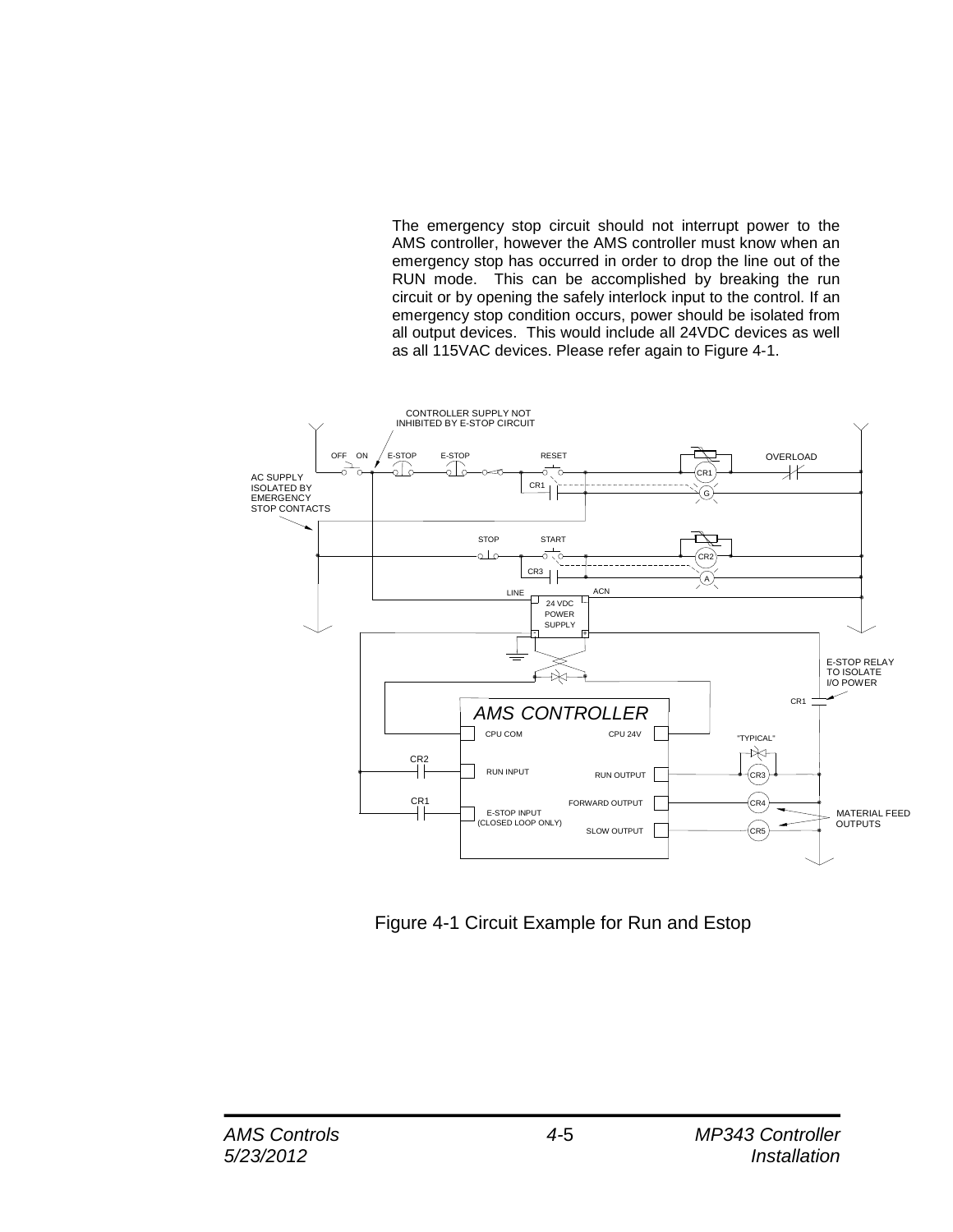The emergency stop circuit should not interrupt power to the AMS controller, however the AMS controller must know when an emergency stop has occurred in order to drop the line out of the RUN mode. This can be accomplished by breaking the run circuit or by opening the safely interlock input to the control. If an emergency stop condition occurs, power should be isolated from all output devices. This would include all 24VDC devices as well as all 115VAC devices. Please refer again to Figure 4-1.

Figure 4-1 Circuit Example for Run and Estop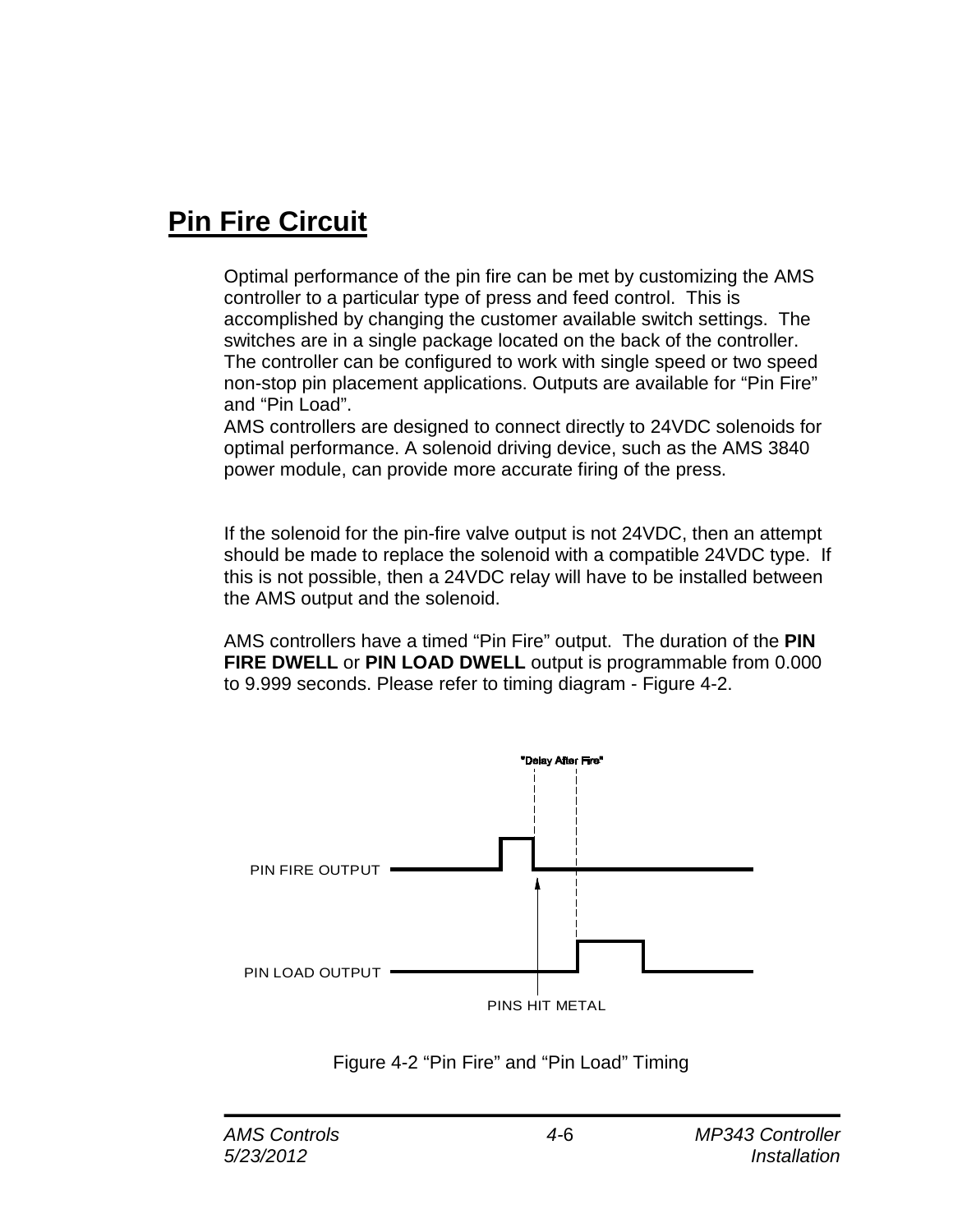# Pin Fire Circuit

Optimal performance of the pin fire can be met by customizing the AMS controller to a particular type of press and feed control. This is accomplished by changing the customer available switch settings. The switches are in a single package located on the back of the controller. The controller can be configured to work with single speed or two speed non-stop pin placement applications. Outputs are available for “Pin Fire” and “Pin Load”.
AMS controllers are designed to connect directly to 24VDC solenoids for optimal performance. A solenoid driving device, such as the AMS 3840 power module, can provide more accurate firing of the press.

If the solenoid for the pin-fire valve output is not 24VDC, then an attempt should be made to replace the solenoid with a compatible 24VDC type. If this is not possible, then a 24VDC relay will have to be installed between the AMS output and the solenoid.

AMS controllers have a timed “Pin Fire” output. The duration of the **PIN FIRE DWELL** or **PIN LOAD DWELL** output is programmable from 0.000 to 9.999 seconds. Please refer to timing diagram - Figure 4-2.

"Delay After Fire"

PIN FIRE OUTPUT

PIN LOAD OUTPUT

PINS HIT METAL

Figure 4-2 “Pin Fire” and “Pin Load” Timing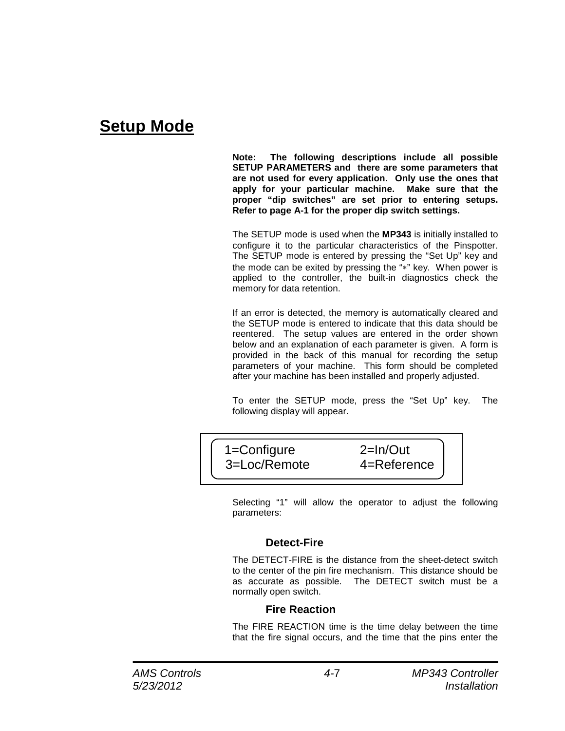# Setup Mode

**Note: The following descriptions include all possible SETUP PARAMETERS and there are some parameters that are not used for every application. Only use the ones that apply for your particular machine. Make sure that the proper "dip switches" are set prior to entering setups. Refer to page A-1 for the proper dip switch settings.**

The SETUP mode is used when the **MP343** is initially installed to configure it to the particular characteristics of the Pinspotter. The SETUP mode is entered by pressing the "Set Up" key and the mode can be exited by pressing the "*" key. When power is applied to the controller, the built-in diagnostics check the memory for data retention.

If an error is detected, the memory is automatically cleared and the SETUP mode is entered to indicate that this data should be reentered. The setup values are entered in the order shown below and an explanation of each parameter is given. A form is provided in the back of this manual for recording the setup parameters of your machine. This form should be completed after your machine has been installed and properly adjusted.

To enter the SETUP mode, press the "Set Up" key. The following display will appear.

```
1=Configure        2=In/Out
3=Loc/Remote       4=Reference
```

Selecting "1" will allow the operator to adjust the following parameters:

### Detect-Fire

The DETECT-FIRE is the distance from the sheet-detect switch to the center of the pin fire mechanism. This distance should be as accurate as possible. The DETECT switch must be a normally open switch.

### Fire Reaction

The FIRE REACTION time is the time delay between the time that the fire signal occurs, and the time that the pins enter the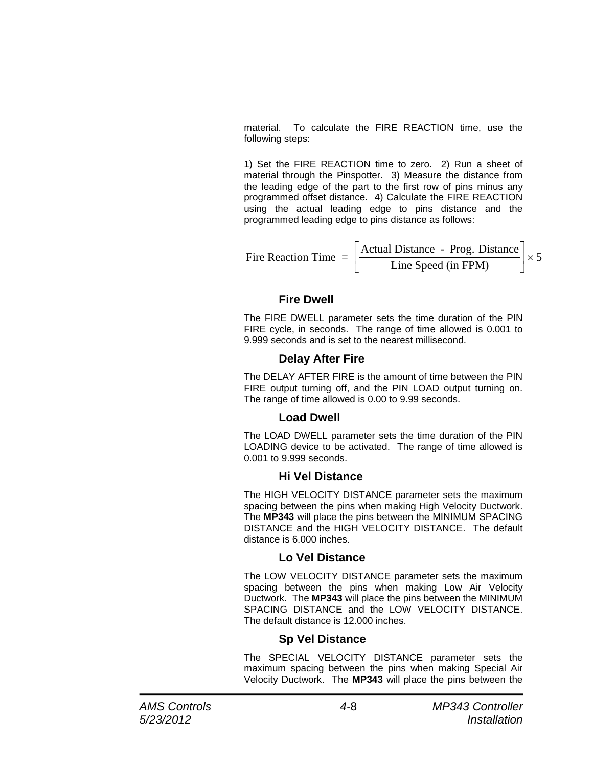material. To calculate the FIRE REACTION time, use the following steps:

1) Set the FIRE REACTION time to zero. 2) Run a sheet of material through the Pinspotter. 3) Measure the distance from the leading edge of the part to the first row of pins minus any programmed offset distance. 4) Calculate the FIRE REACTION using the actual leading edge to pins distance and the programmed leading edge to pins distance as follows:

$$\text{Fire Reaction Time} = \left[ \frac{\text{Actual Distance - Prog. Distance}}{\text{Line Speed (in FPM)}} \right] \times 5$$

### Fire Dwell

The FIRE DWELL parameter sets the time duration of the PIN FIRE cycle, in seconds. The range of time allowed is 0.001 to 9.999 seconds and is set to the nearest millisecond.

### Delay After Fire

The DELAY AFTER FIRE is the amount of time between the PIN FIRE output turning off, and the PIN LOAD output turning on. The range of time allowed is 0.00 to 9.99 seconds.

### Load Dwell

The LOAD DWELL parameter sets the time duration of the PIN LOADING device to be activated. The range of time allowed is 0.001 to 9.999 seconds.

### Hi Vel Distance

The HIGH VELOCITY DISTANCE parameter sets the maximum spacing between the pins when making High Velocity Ductwork. The **MP343** will place the pins between the MINIMUM SPACING DISTANCE and the HIGH VELOCITY DISTANCE. The default distance is 6.000 inches.

### Lo Vel Distance

The LOW VELOCITY DISTANCE parameter sets the maximum spacing between the pins when making Low Air Velocity Ductwork. The **MP343** will place the pins between the MINIMUM SPACING DISTANCE and the LOW VELOCITY DISTANCE. The default distance is 12.000 inches.

### Sp Vel Distance

The SPECIAL VELOCITY DISTANCE parameter sets the maximum spacing between the pins when making Special Air Velocity Ductwork. The **MP343** will place the pins between the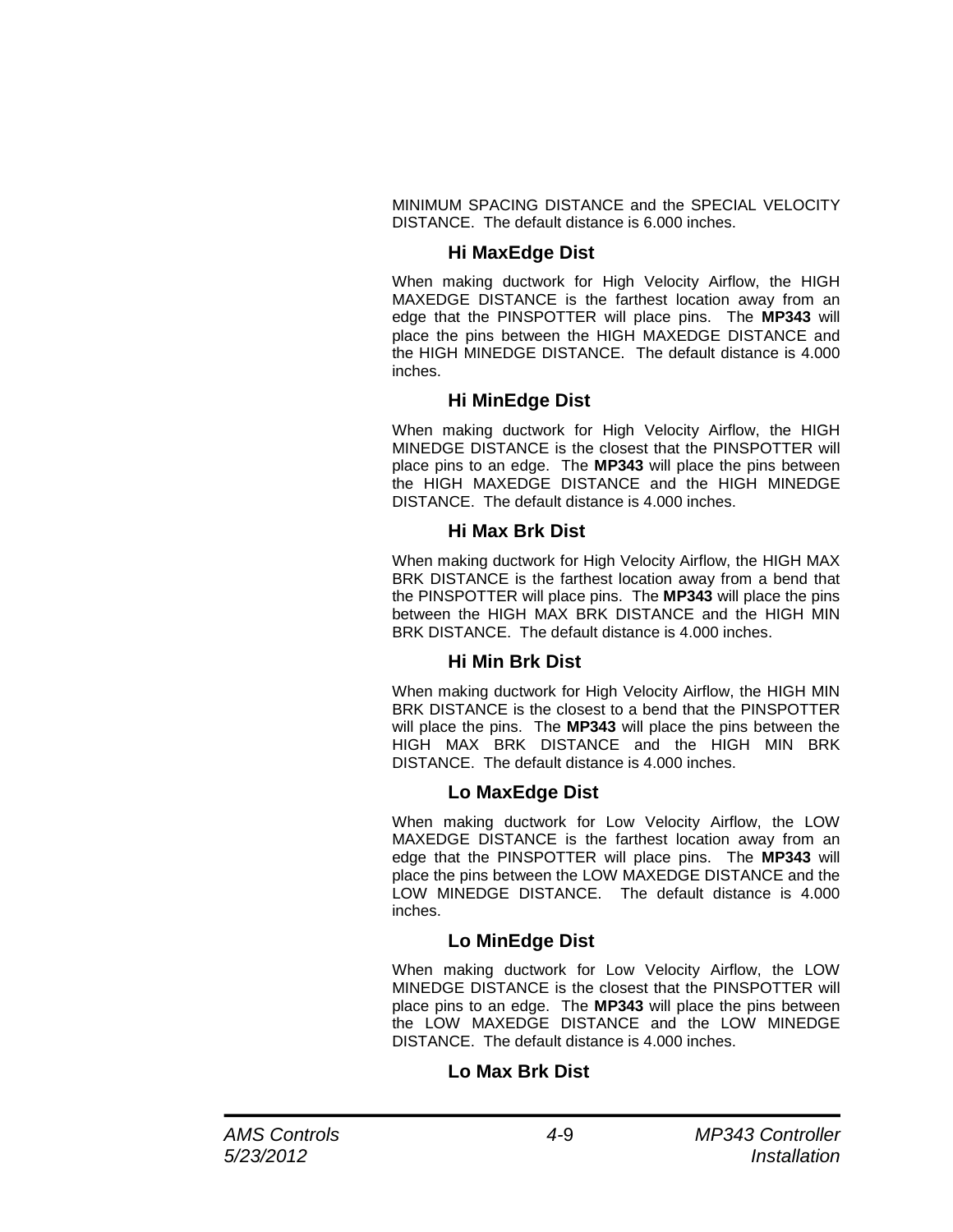MINIMUM SPACING DISTANCE and the SPECIAL VELOCITY DISTANCE. The default distance is 6.000 inches.

### Hi MaxEdge Dist

When making ductwork for High Velocity Airflow, the HIGH MAXEDGE DISTANCE is the farthest location away from an edge that the PINSPOTTER will place pins. The **MP343** will place the pins between the HIGH MAXEDGE DISTANCE and the HIGH MINEDGE DISTANCE. The default distance is 4.000 inches.

### Hi MinEdge Dist

When making ductwork for High Velocity Airflow, the HIGH MINEDGE DISTANCE is the closest that the PINSPOTTER will place pins to an edge. The **MP343** will place the pins between the HIGH MAXEDGE DISTANCE and the HIGH MINEDGE DISTANCE. The default distance is 4.000 inches.

### Hi Max Brk Dist

When making ductwork for High Velocity Airflow, the HIGH MAX BRK DISTANCE is the farthest location away from a bend that the PINSPOTTER will place pins. The **MP343** will place the pins between the HIGH MAX BRK DISTANCE and the HIGH MIN BRK DISTANCE. The default distance is 4.000 inches.

### Hi Min Brk Dist

When making ductwork for High Velocity Airflow, the HIGH MIN BRK DISTANCE is the closest to a bend that the PINSPOTTER will place the pins. The **MP343** will place the pins between the HIGH MAX BRK DISTANCE and the HIGH MIN BRK DISTANCE. The default distance is 4.000 inches.

### Lo MaxEdge Dist

When making ductwork for Low Velocity Airflow, the LOW MAXEDGE DISTANCE is the farthest location away from an edge that the PINSPOTTER will place pins. The **MP343** will place the pins between the LOW MAXEDGE DISTANCE and the LOW MINEDGE DISTANCE. The default distance is 4.000 inches.

### Lo MinEdge Dist

When making ductwork for Low Velocity Airflow, the LOW MINEDGE DISTANCE is the closest that the PINSPOTTER will place pins to an edge. The **MP343** will place the pins between the LOW MAXEDGE DISTANCE and the LOW MINEDGE DISTANCE. The default distance is 4.000 inches.

### Lo Max Brk Dist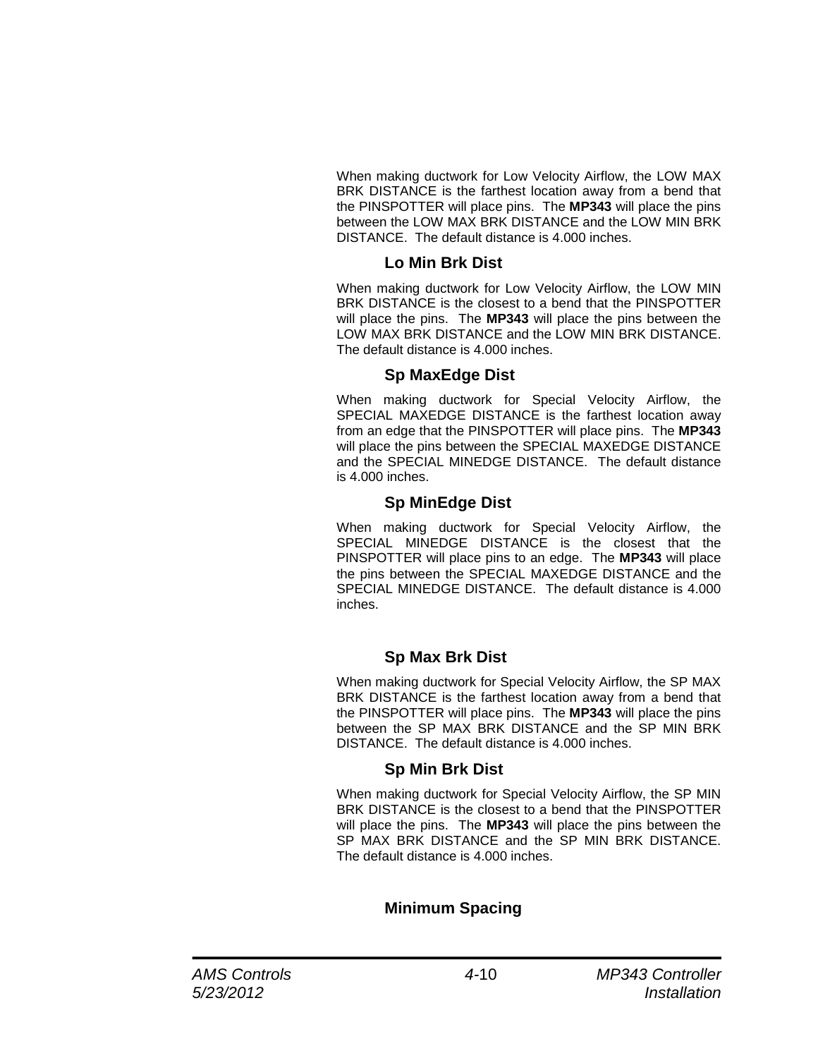When making ductwork for Low Velocity Airflow, the LOW MAX BRK DISTANCE is the farthest location away from a bend that the PINSPOTTER will place pins. The **MP343** will place the pins between the LOW MAX BRK DISTANCE and the LOW MIN BRK DISTANCE. The default distance is 4.000 inches.

### Lo Min Brk Dist

When making ductwork for Low Velocity Airflow, the LOW MIN BRK DISTANCE is the closest to a bend that the PINSPOTTER will place the pins. The **MP343** will place the pins between the LOW MAX BRK DISTANCE and the LOW MIN BRK DISTANCE. The default distance is 4.000 inches.

### Sp MaxEdge Dist

When making ductwork for Special Velocity Airflow, the SPECIAL MAXEDGE DISTANCE is the farthest location away from an edge that the PINSPOTTER will place pins. The **MP343** will place the pins between the SPECIAL MAXEDGE DISTANCE and the SPECIAL MINEDGE DISTANCE. The default distance is 4.000 inches.

### Sp MinEdge Dist

When making ductwork for Special Velocity Airflow, the SPECIAL MINEDGE DISTANCE is the closest that the PINSPOTTER will place pins to an edge. The **MP343** will place the pins between the SPECIAL MAXEDGE DISTANCE and the SPECIAL MINEDGE DISTANCE. The default distance is 4.000 inches.

### Sp Max Brk Dist

When making ductwork for Special Velocity Airflow, the SP MAX BRK DISTANCE is the farthest location away from a bend that the PINSPOTTER will place pins. The **MP343** will place the pins between the SP MAX BRK DISTANCE and the SP MIN BRK DISTANCE. The default distance is 4.000 inches.

### Sp Min Brk Dist

When making ductwork for Special Velocity Airflow, the SP MIN BRK DISTANCE is the closest to a bend that the PINSPOTTER will place the pins. The **MP343** will place the pins between the SP MAX BRK DISTANCE and the SP MIN BRK DISTANCE. The default distance is 4.000 inches.

### Minimum Spacing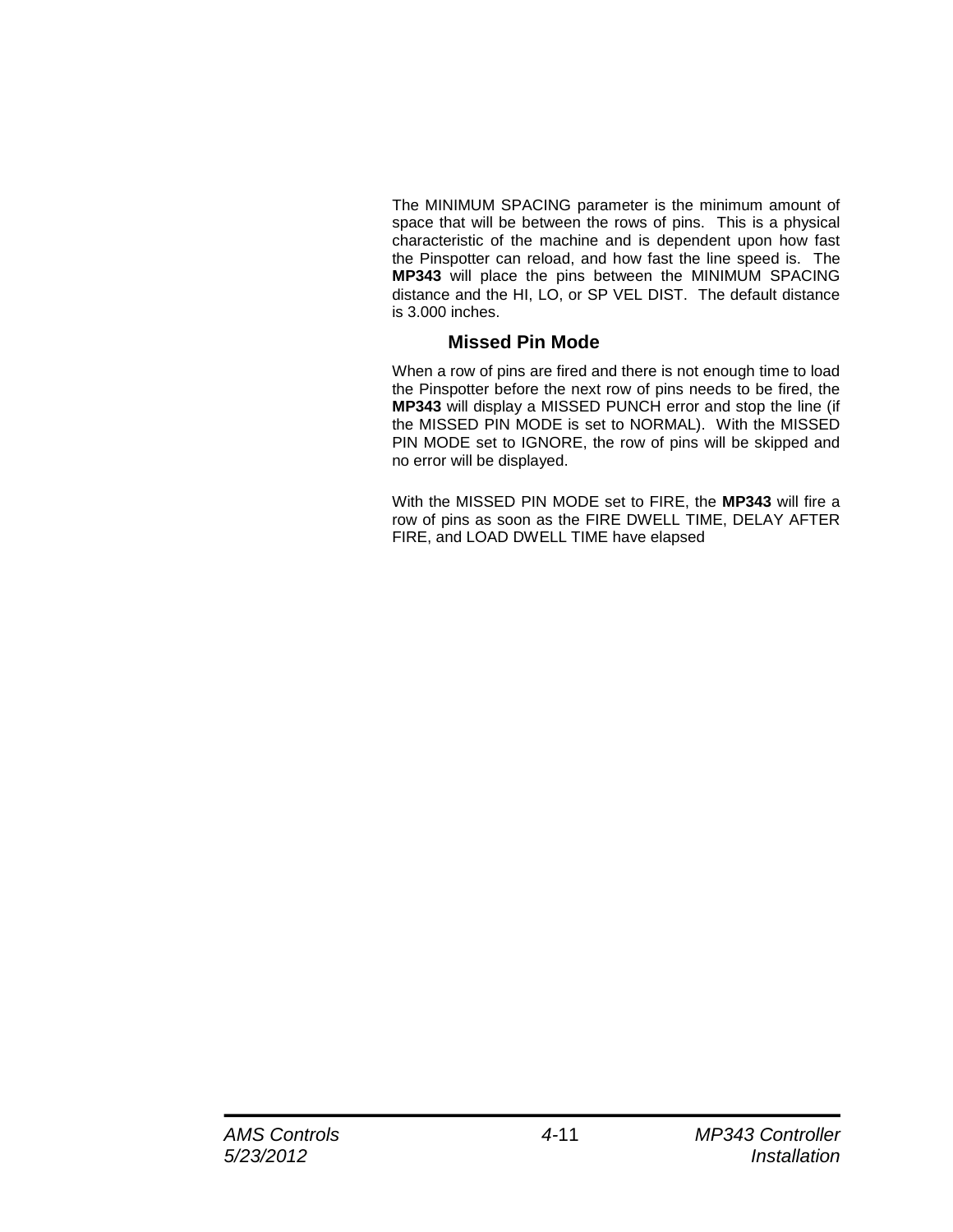The MINIMUM SPACING parameter is the minimum amount of space that will be between the rows of pins. This is a physical characteristic of the machine and is dependent upon how fast the Pinspotter can reload, and how fast the line speed is. The **MP343** will place the pins between the MINIMUM SPACING distance and the HI, LO, or SP VEL DIST. The default distance is 3.000 inches.

### Missed Pin Mode

When a row of pins are fired and there is not enough time to load the Pinspotter before the next row of pins needs to be fired, the **MP343** will display a MISSED PUNCH error and stop the line (if the MISSED PIN MODE is set to NORMAL). With the MISSED PIN MODE set to IGNORE, the row of pins will be skipped and no error will be displayed.

With the MISSED PIN MODE set to FIRE, the **MP343** will fire a row of pins as soon as the FIRE DWELL TIME, DELAY AFTER FIRE, and LOAD DWELL TIME have elapsed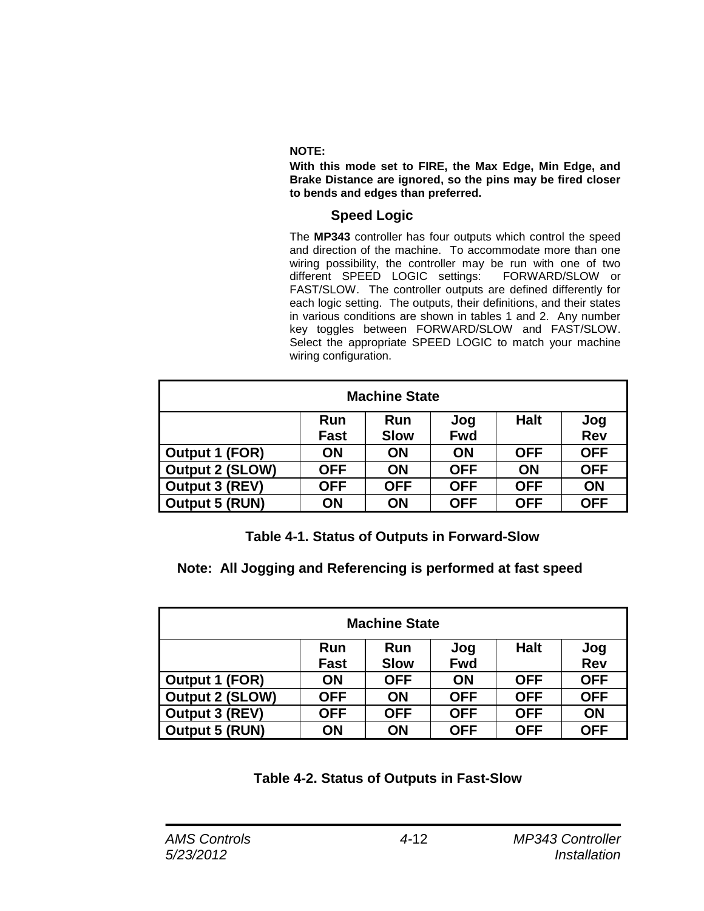**NOTE:**

**With this mode set to FIRE, the Max Edge, Min Edge, and Brake Distance are ignored, so the pins may be fired closer to bends and edges than preferred.**

### Speed Logic

The **MP343** controller has four outputs which control the speed and direction of the machine. To accommodate more than one wiring possibility, the controller may be run with one of two different SPEED LOGIC settings: FORWARD/SLOW or FAST/SLOW. The controller outputs are defined differently for each logic setting. The outputs, their definitions, and their states in various conditions are shown in tables 1 and 2. Any number key toggles between FORWARD/SLOW and FAST/SLOW. Select the appropriate SPEED LOGIC to match your machine wiring configuration.

| Machine State | | | | | |
|---|---|---|---|---|---|
| | Run Fast | Run Slow | Jog Fwd | Halt | Jog Rev |
| **Output 1 (FOR)** | ON | ON | ON | OFF | OFF |
| **Output 2 (SLOW)** | OFF | ON | OFF | ON | OFF |
| **Output 3 (REV)** | OFF | OFF | OFF | OFF | ON |
| **Output 5 (RUN)** | ON | ON | OFF | OFF | OFF |

**Table 4-1. Status of Outputs in Forward-Slow**

**Note: All Jogging and Referencing is performed at fast speed**

| Machine State | | | | | |
|---|---|---|---|---|---|
| | Run Fast | Run Slow | Jog Fwd | Halt | Jog Rev |
| **Output 1 (FOR)** | ON | OFF | ON | OFF | OFF |
| **Output 2 (SLOW)** | OFF | ON | OFF | OFF | OFF |
| **Output 3 (REV)** | OFF | OFF | OFF | OFF | ON |
| **Output 5 (RUN)** | ON | ON | OFF | OFF | OFF |

**Table 4-2. Status of Outputs in Fast-Slow**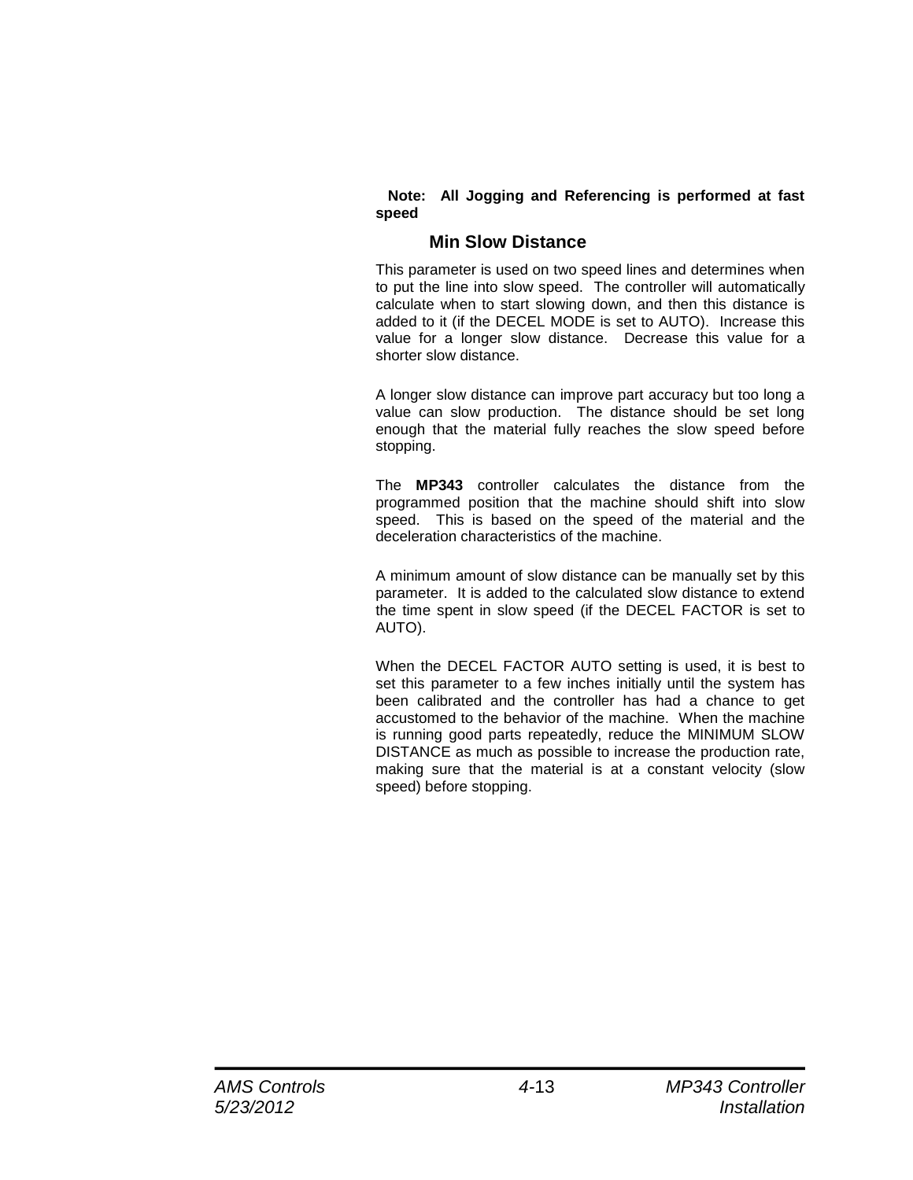**Note: All Jogging and Referencing is performed at fast speed**

### Min Slow Distance

This parameter is used on two speed lines and determines when to put the line into slow speed. The controller will automatically calculate when to start slowing down, and then this distance is added to it (if the DECEL MODE is set to AUTO). Increase this value for a longer slow distance. Decrease this value for a shorter slow distance.

A longer slow distance can improve part accuracy but too long a value can slow production. The distance should be set long enough that the material fully reaches the slow speed before stopping.

The **MP343** controller calculates the distance from the programmed position that the machine should shift into slow speed. This is based on the speed of the material and the deceleration characteristics of the machine.

A minimum amount of slow distance can be manually set by this parameter. It is added to the calculated slow distance to extend the time spent in slow speed (if the DECEL FACTOR is set to AUTO).

When the DECEL FACTOR AUTO setting is used, it is best to set this parameter to a few inches initially until the system has been calibrated and the controller has had a chance to get accustomed to the behavior of the machine. When the machine is running good parts repeatedly, reduce the MINIMUM SLOW DISTANCE as much as possible to increase the production rate, making sure that the material is at a constant velocity (slow speed) before stopping.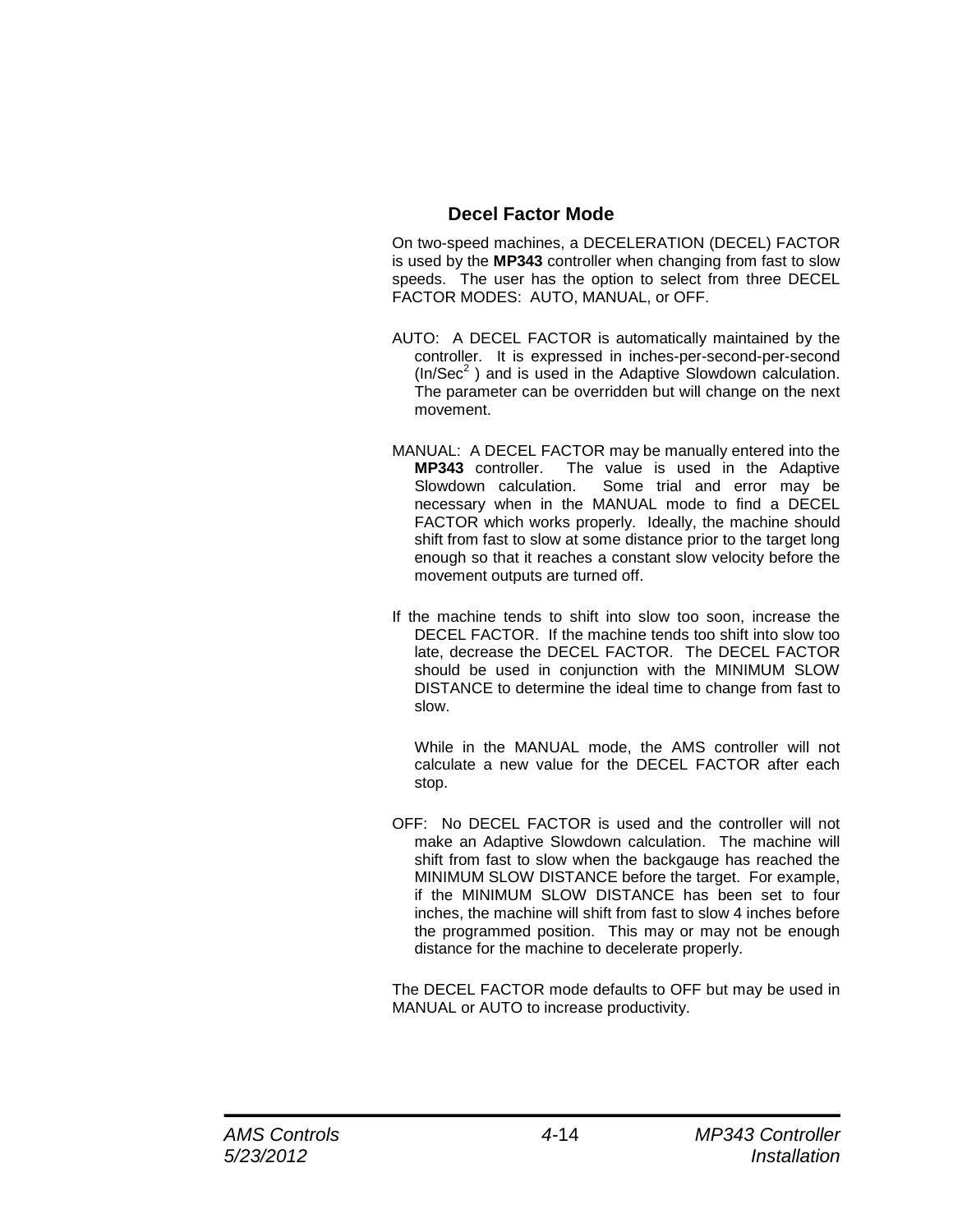## Decel Factor Mode

On two-speed machines, a DECELERATION (DECEL) FACTOR is used by the **MP343** controller when changing from fast to slow speeds. The user has the option to select from three DECEL FACTOR MODES: AUTO, MANUAL, or OFF.

AUTO: A DECEL FACTOR is automatically maintained by the controller. It is expressed in inches-per-second-per-second (In/Sec$^2$ ) and is used in the Adaptive Slowdown calculation. The parameter can be overridden but will change on the next movement.

MANUAL: A DECEL FACTOR may be manually entered into the **MP343** controller. The value is used in the Adaptive Slowdown calculation. Some trial and error may be necessary when in the MANUAL mode to find a DECEL FACTOR which works properly. Ideally, the machine should shift from fast to slow at some distance prior to the target long enough so that it reaches a constant slow velocity before the movement outputs are turned off.

If the machine tends to shift into slow too soon, increase the DECEL FACTOR. If the machine tends too shift into slow too late, decrease the DECEL FACTOR. The DECEL FACTOR should be used in conjunction with the MINIMUM SLOW DISTANCE to determine the ideal time to change from fast to slow.

While in the MANUAL mode, the AMS controller will not calculate a new value for the DECEL FACTOR after each stop.

OFF: No DECEL FACTOR is used and the controller will not make an Adaptive Slowdown calculation. The machine will shift from fast to slow when the backgauge has reached the MINIMUM SLOW DISTANCE before the target. For example, if the MINIMUM SLOW DISTANCE has been set to four inches, the machine will shift from fast to slow 4 inches before the programmed position. This may or may not be enough distance for the machine to decelerate properly.

The DECEL FACTOR mode defaults to OFF but may be used in MANUAL or AUTO to increase productivity.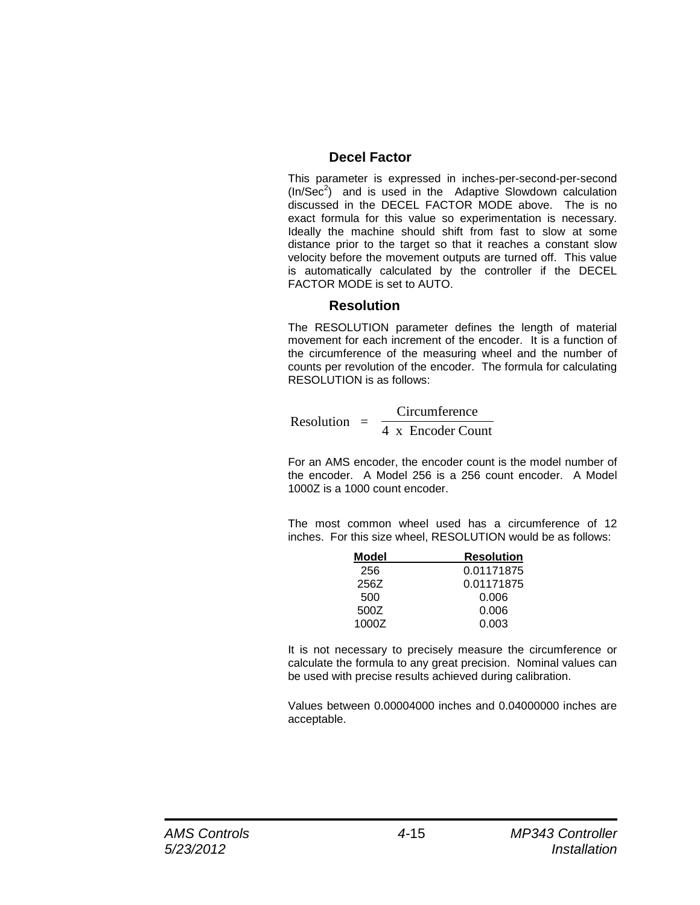### Decel Factor

This parameter is expressed in inches-per-second-per-second ($In/Sec^2$) and is used in the Adaptive Slowdown calculation discussed in the DECEL FACTOR MODE above. The is no exact formula for this value so experimentation is necessary. Ideally the machine should shift from fast to slow at some distance prior to the target so that it reaches a constant slow velocity before the movement outputs are turned off. This value is automatically calculated by the controller if the DECEL FACTOR MODE is set to AUTO.

### Resolution

The RESOLUTION parameter defines the length of material movement for each increment of the encoder. It is a function of the circumference of the measuring wheel and the number of counts per revolution of the encoder. The formula for calculating RESOLUTION is as follows:

$$\text{Resolution} = \frac{\text{Circumference}}{4 \text{ x Encoder Count}}$$

For an AMS encoder, the encoder count is the model number of the encoder. A Model 256 is a 256 count encoder. A Model 1000Z is a 1000 count encoder.

The most common wheel used has a circumference of 12 inches. For this size wheel, RESOLUTION would be as follows:

| Model | Resolution |
|---|---|
| 256 | 0.01171875 |
| 256Z | 0.01171875 |
| 500 | 0.006 |
| 500Z | 0.006 |
| 1000Z | 0.003 |

It is not necessary to precisely measure the circumference or calculate the formula to any great precision. Nominal values can be used with precise results achieved during calibration.

Values between 0.00004000 inches and 0.04000000 inches are acceptable.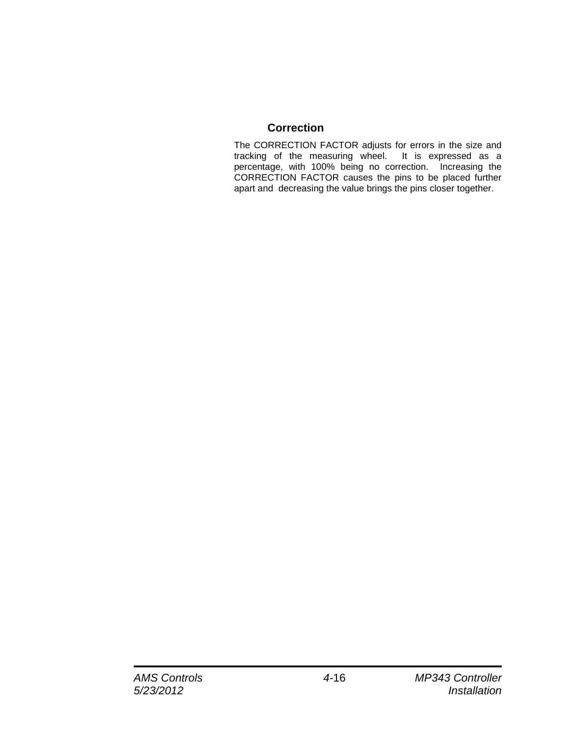### Correction

The CORRECTION FACTOR adjusts for errors in the size and tracking of the measuring wheel. It is expressed as a percentage, with 100% being no correction. Increasing the CORRECTION FACTOR causes the pins to be placed further apart and decreasing the value brings the pins closer together.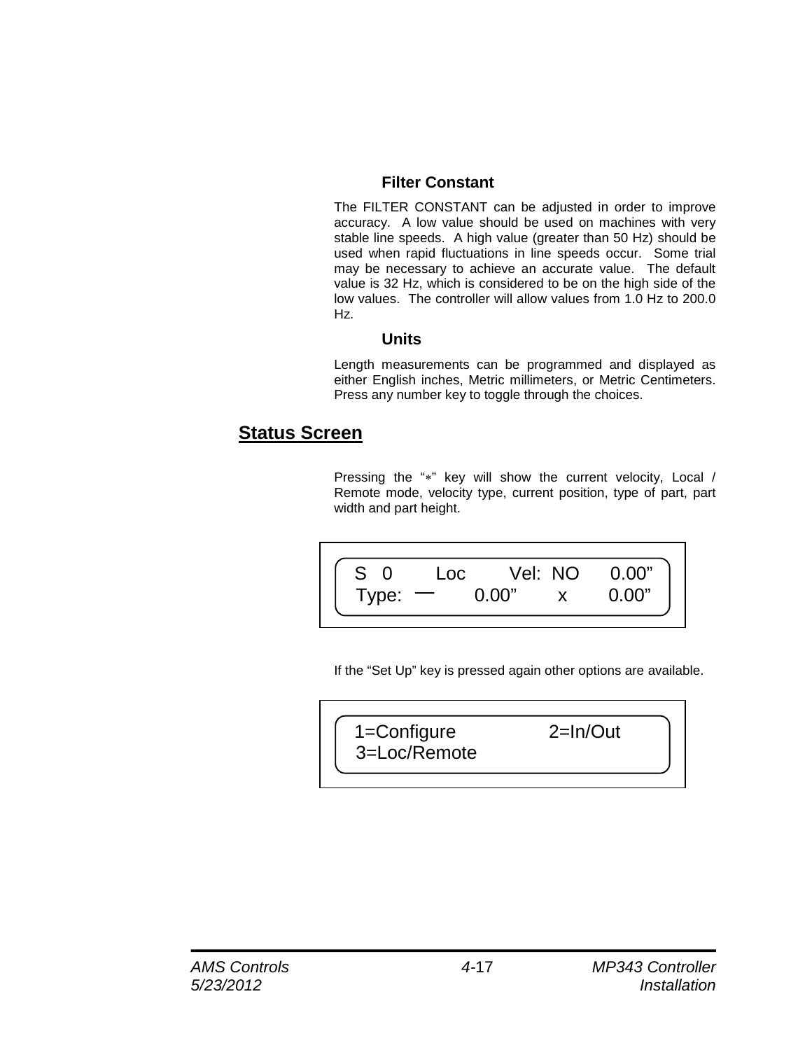### Filter Constant

The FILTER CONSTANT can be adjusted in order to improve accuracy. A low value should be used on machines with very stable line speeds. A high value (greater than 50 Hz) should be used when rapid fluctuations in line speeds occur. Some trial may be necessary to achieve an accurate value. The default value is 32 Hz, which is considered to be on the high side of the low values. The controller will allow values from 1.0 Hz to 200.0 Hz.

### Units

Length measurements can be programmed and displayed as either English inches, Metric millimeters, or Metric Centimeters. Press any number key to toggle through the choices.

## Status Screen

Pressing the "*" key will show the current velocity, Local / Remote mode, velocity type, current position, type of part, part width and part height.

```
S  0      Loc      Vel:  NO     0.00"
Type:  —      0.00"      x      0.00"
```

If the "Set Up" key is pressed again other options are available.

```
1=Configure              2=In/Out
3=Loc/Remote
```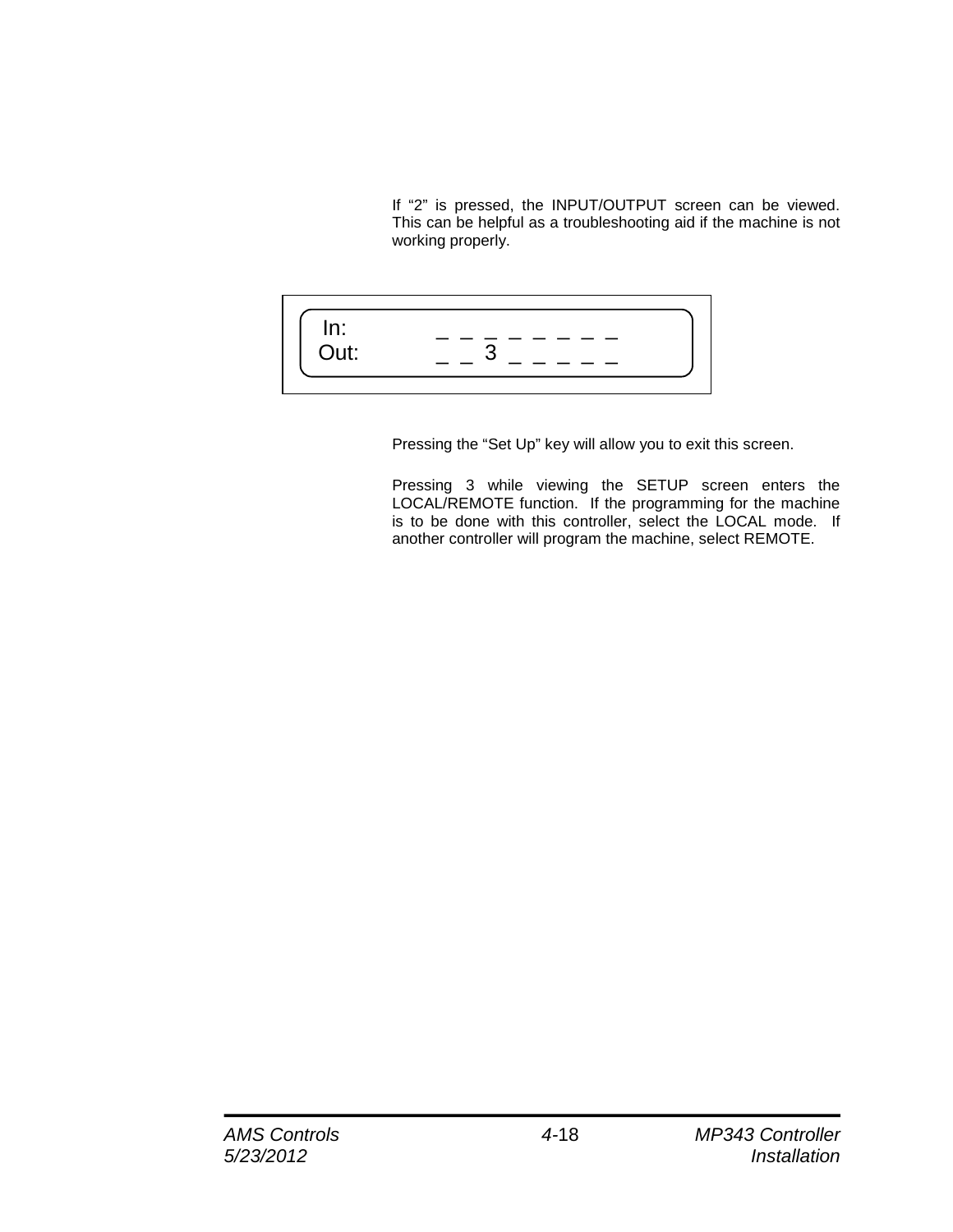If "2" is pressed, the INPUT/OUTPUT screen can be viewed. This can be helpful as a troubleshooting aid if the machine is not working properly.

```
In:      _ _ _ _ _ _ _ _
Out:     _ _ 3 _ _ _ _ _
```

Pressing the "Set Up" key will allow you to exit this screen.

Pressing 3 while viewing the SETUP screen enters the LOCAL/REMOTE function. If the programming for the machine is to be done with this controller, select the LOCAL mode. If another controller will program the machine, select REMOTE.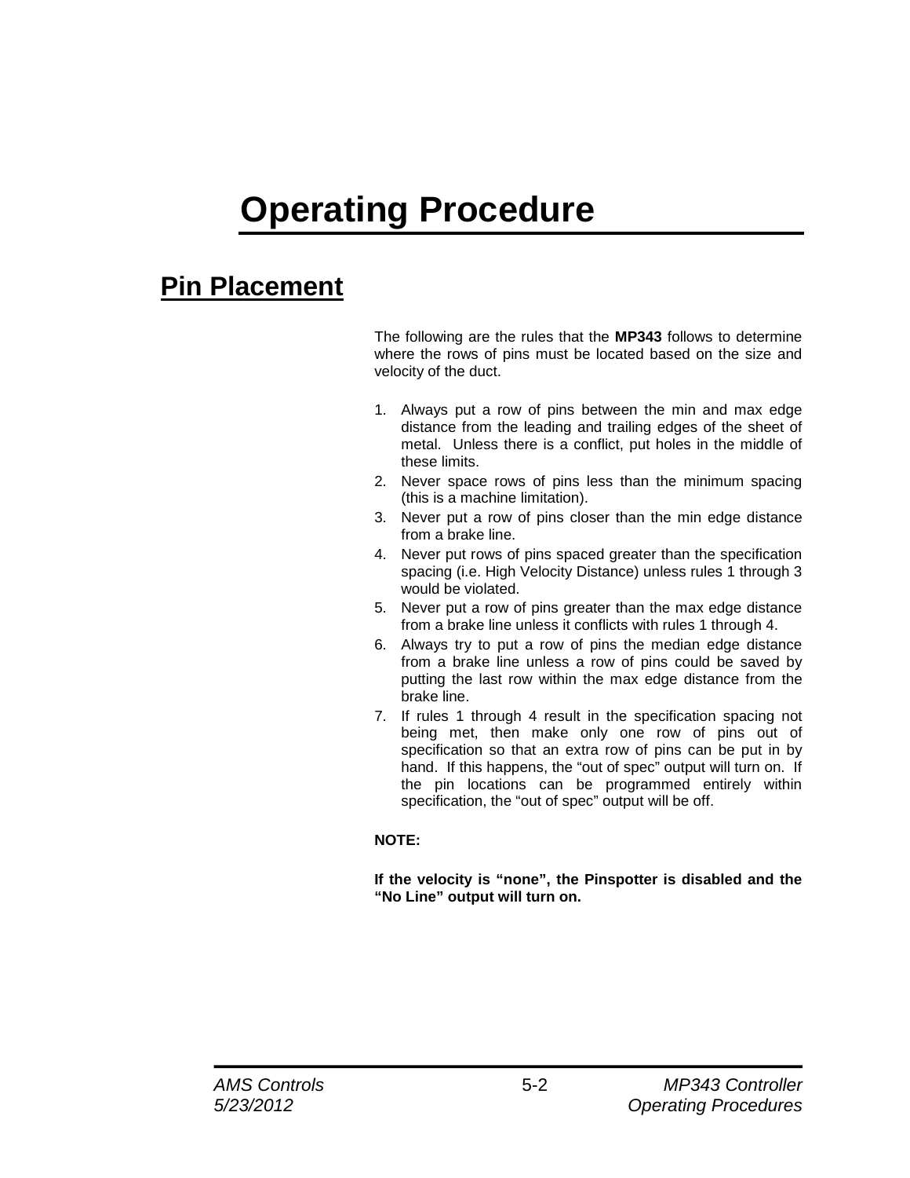# Operating Procedure

## Pin Placement

The following are the rules that the **MP343** follows to determine where the rows of pins must be located based on the size and velocity of the duct.

1. Always put a row of pins between the min and max edge distance from the leading and trailing edges of the sheet of metal. Unless there is a conflict, put holes in the middle of these limits.
2. Never space rows of pins less than the minimum spacing (this is a machine limitation).
3. Never put a row of pins closer than the min edge distance from a brake line.
4. Never put rows of pins spaced greater than the specification spacing (i.e. High Velocity Distance) unless rules 1 through 3 would be violated.
5. Never put a row of pins greater than the max edge distance from a brake line unless it conflicts with rules 1 through 4.
6. Always try to put a row of pins the median edge distance from a brake line unless a row of pins could be saved by putting the last row within the max edge distance from the brake line.
7. If rules 1 through 4 result in the specification spacing not being met, then make only one row of pins out of specification so that an extra row of pins can be put in by hand. If this happens, the "out of spec" output will turn on. If the pin locations can be programmed entirely within specification, the "out of spec" output will be off.

**NOTE:**

**If the velocity is "none", the Pinspotter is disabled and the "No Line" output will turn on.**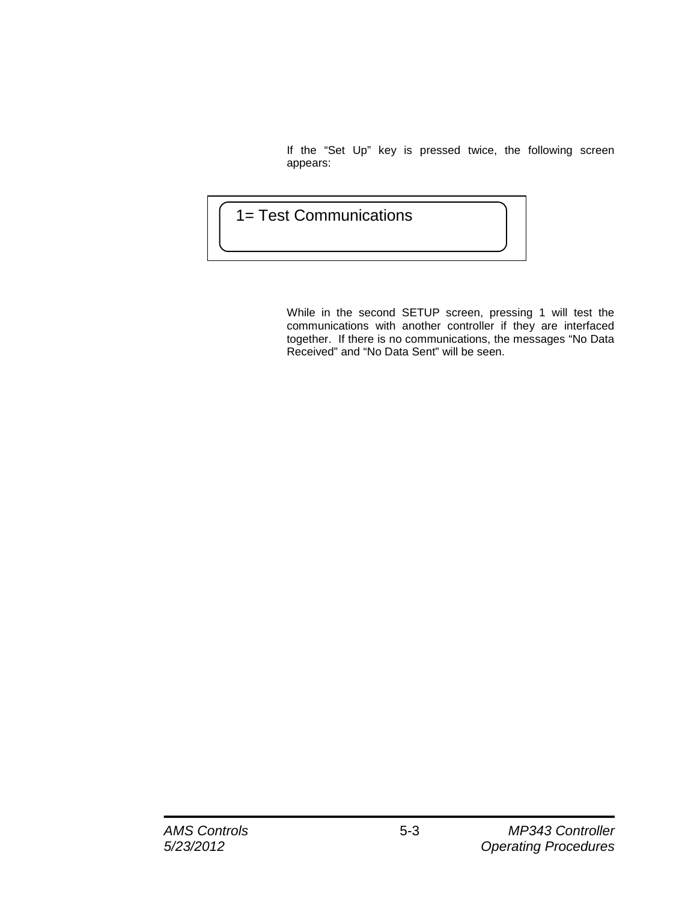If the “Set Up” key is pressed twice, the following screen appears:

```
1= Test Communications
```

While in the second SETUP screen, pressing 1 will test the communications with another controller if they are interfaced together. If there is no communications, the messages “No Data Received” and “No Data Sent” will be seen.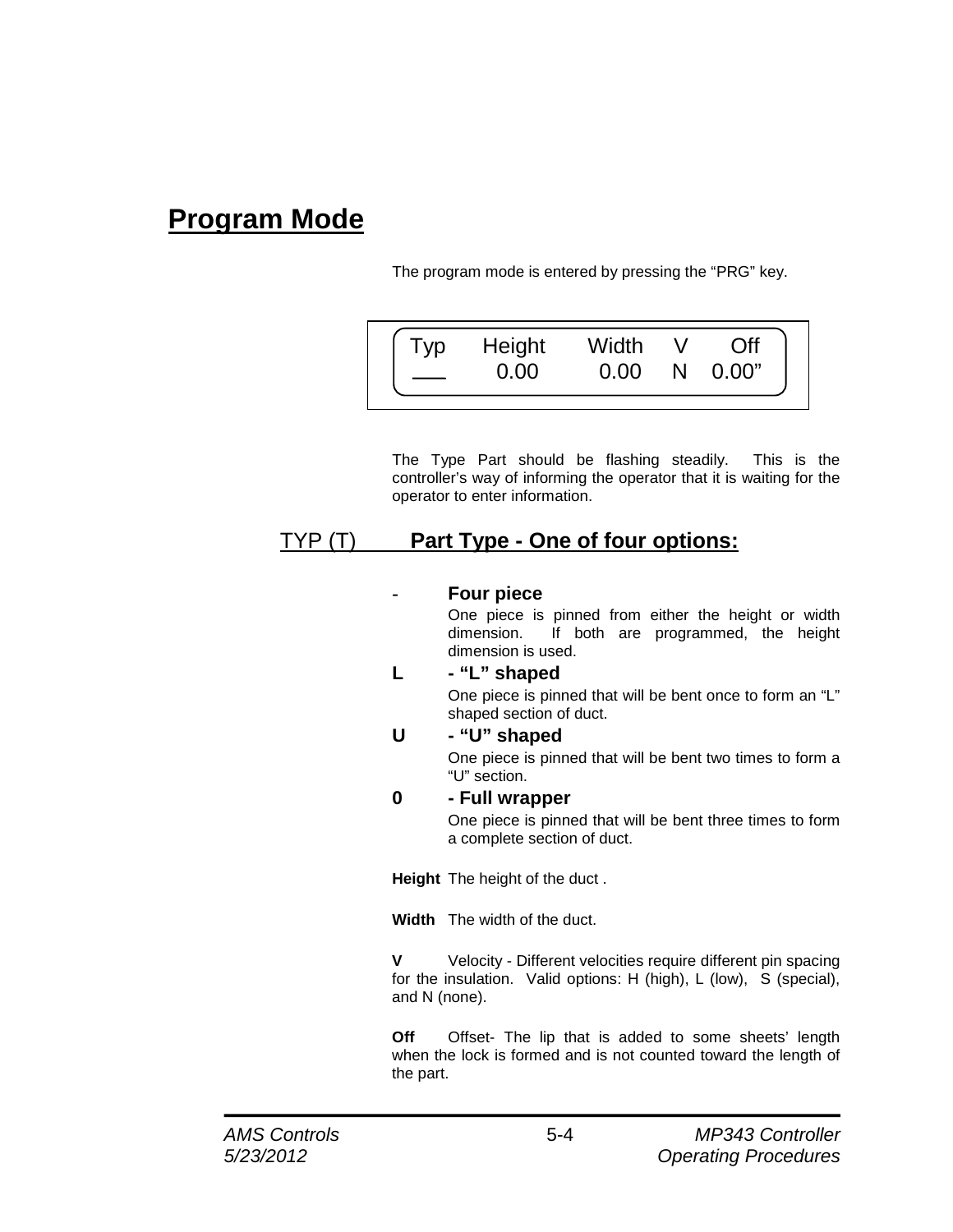# Program Mode

The program mode is entered by pressing the “PRG” key.

```
Typ    Height    Width   V    Off
___     0.00      0.00   N   0.00”
```

The Type Part should be flashing steadily. This is the controller’s way of informing the operator that it is waiting for the operator to enter information.

## TYP (T) **Part Type - One of four options:**

**-** **Four piece**
One piece is pinned from either the height or width dimension. If both are programmed, the height dimension is used.

**L** **- “L” shaped**
One piece is pinned that will be bent once to form an “L” shaped section of duct.

**U** **- “U” shaped**
One piece is pinned that will be bent two times to form a “U” section.

**0** **- Full wrapper**
One piece is pinned that will be bent three times to form a complete section of duct.

**Height** The height of the duct .

**Width** The width of the duct.

**V** Velocity - Different velocities require different pin spacing for the insulation. Valid options: H (high), L (low), S (special), and N (none).

**Off** Offset- The lip that is added to some sheets’ length when the lock is formed and is not counted toward the length of the part.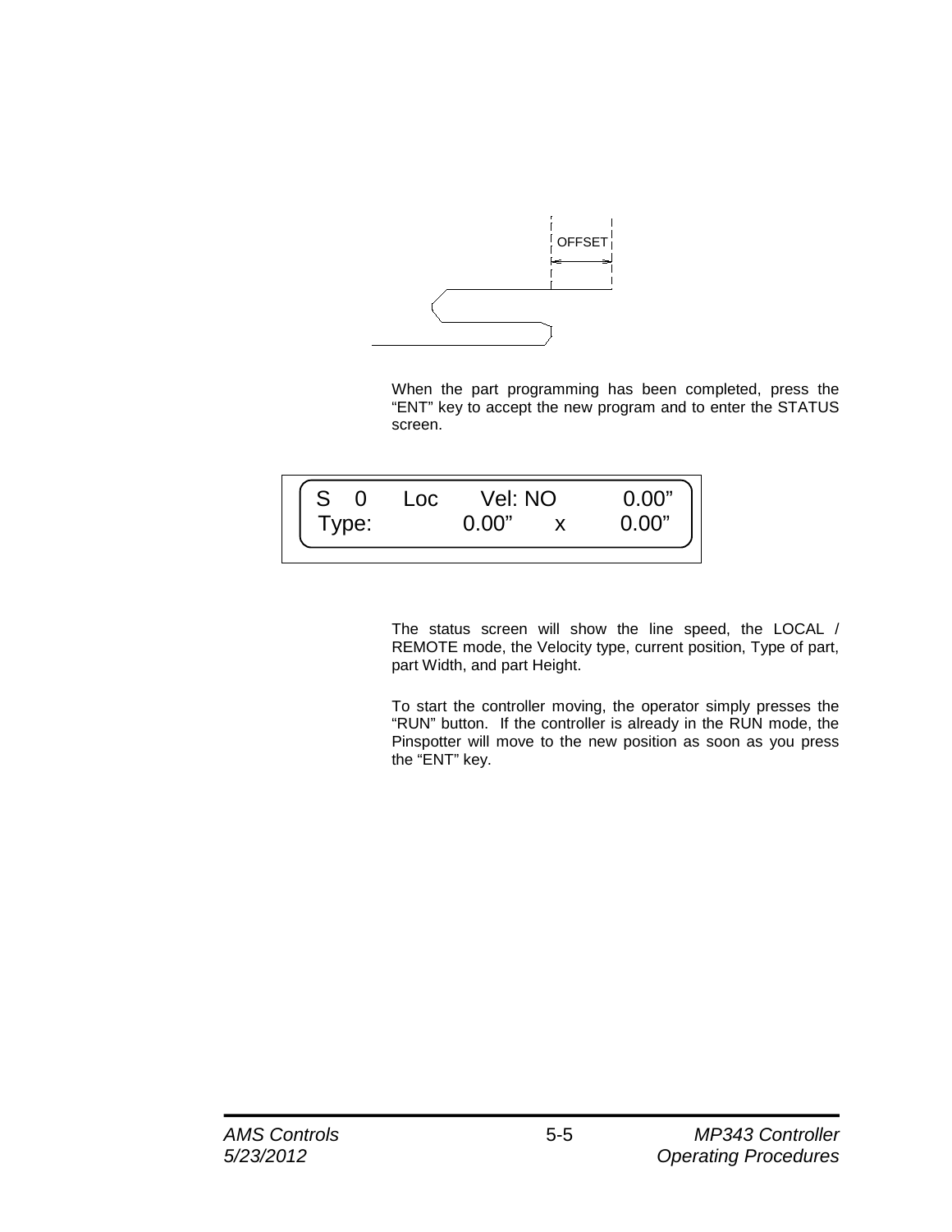OFFSET

When the part programming has been completed, press the "ENT" key to accept the new program and to enter the STATUS screen.

```
S   0     Loc      Vel: NO          0.00"
Type:             0.00"      x      0.00"
```

The status screen will show the line speed, the LOCAL / REMOTE mode, the Velocity type, current position, Type of part, part Width, and part Height.

To start the controller moving, the operator simply presses the "RUN" button. If the controller is already in the RUN mode, the Pinspotter will move to the new position as soon as you press the "ENT" key.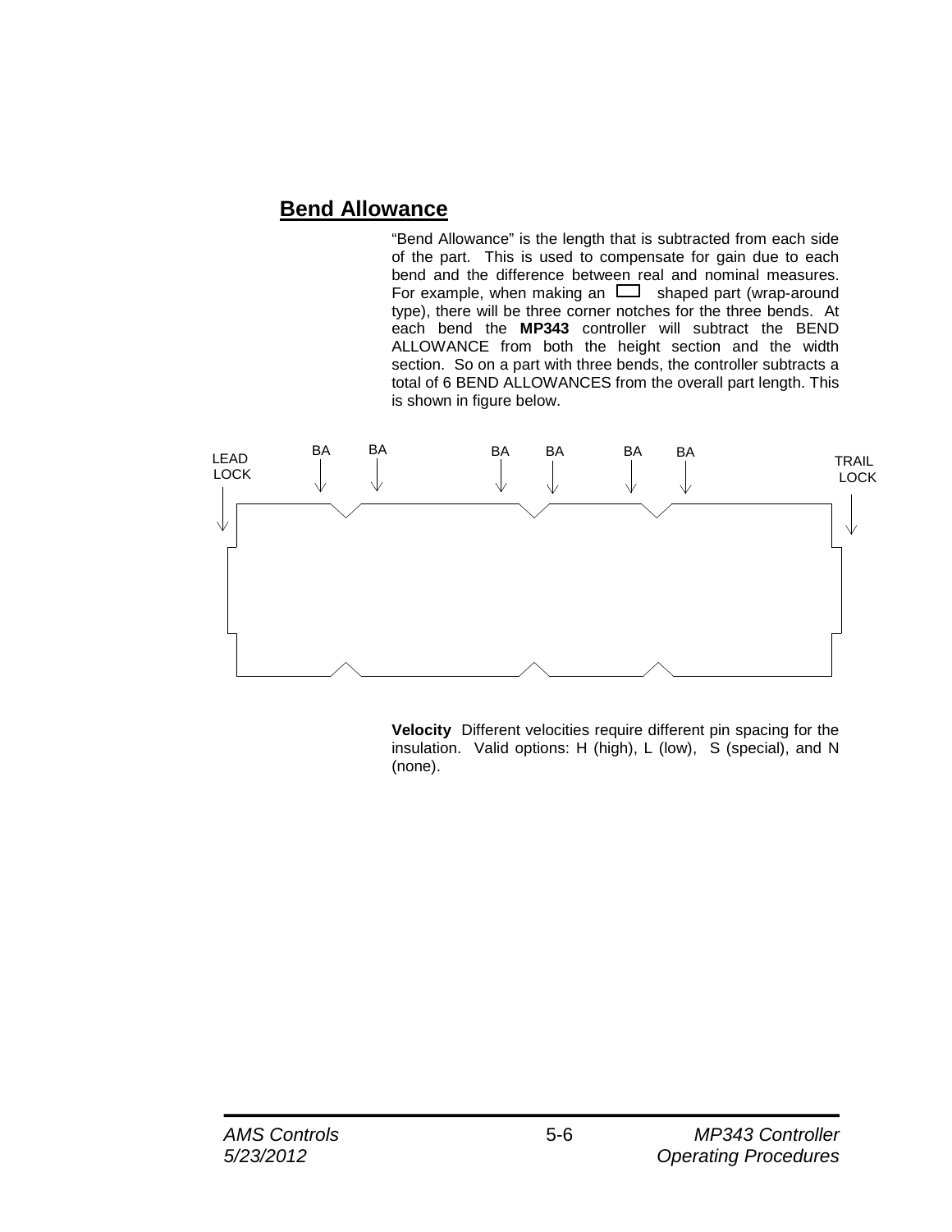## Bend Allowance

"Bend Allowance" is the length that is subtracted from each side of the part. This is used to compensate for gain due to each bend and the difference between real and nominal measures. For example, when making an ⊔ shaped part (wrap-around type), there will be three corner notches for the three bends. At each bend the **MP343** controller will subtract the BEND ALLOWANCE from both the height section and the width section. So on a part with three bends, the controller subtracts a total of 6 BEND ALLOWANCES from the overall part length. This is shown in figure below.

LEAD LOCK BA BA BA BA BA BA TRAIL LOCK

**Velocity** Different velocities require different pin spacing for the insulation. Valid options: H (high), L (low), S (special), and N (none).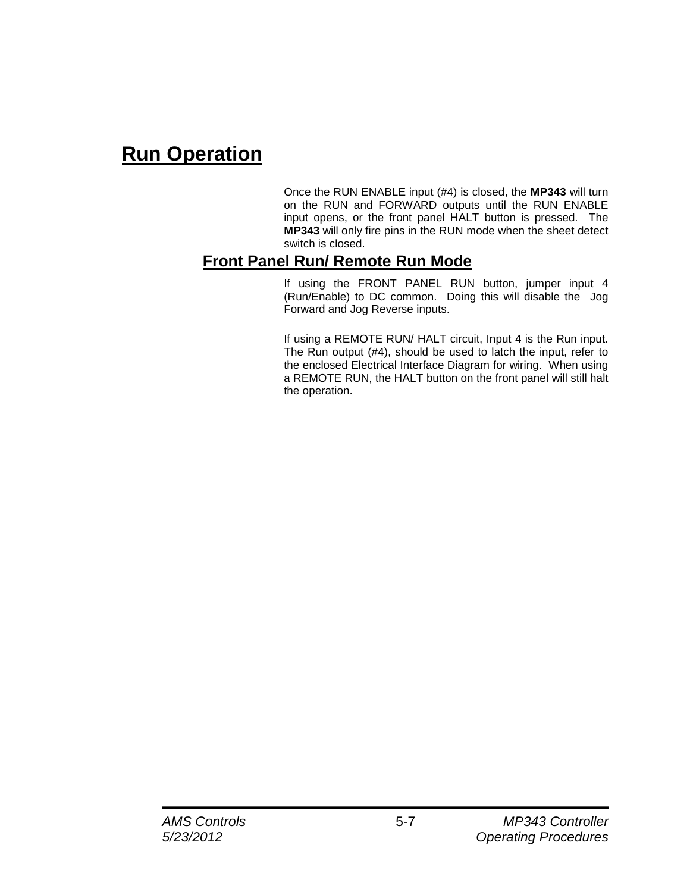# Run Operation

Once the RUN ENABLE input (#4) is closed, the **MP343** will turn on the RUN and FORWARD outputs until the RUN ENABLE input opens, or the front panel HALT button is pressed. The **MP343** will only fire pins in the RUN mode when the sheet detect switch is closed.

## Front Panel Run/ Remote Run Mode

If using the FRONT PANEL RUN button, jumper input 4 (Run/Enable) to DC common. Doing this will disable the Jog Forward and Jog Reverse inputs.

If using a REMOTE RUN/ HALT circuit, Input 4 is the Run input. The Run output (#4), should be used to latch the input, refer to the enclosed Electrical Interface Diagram for wiring. When using a REMOTE RUN, the HALT button on the front panel will still halt the operation.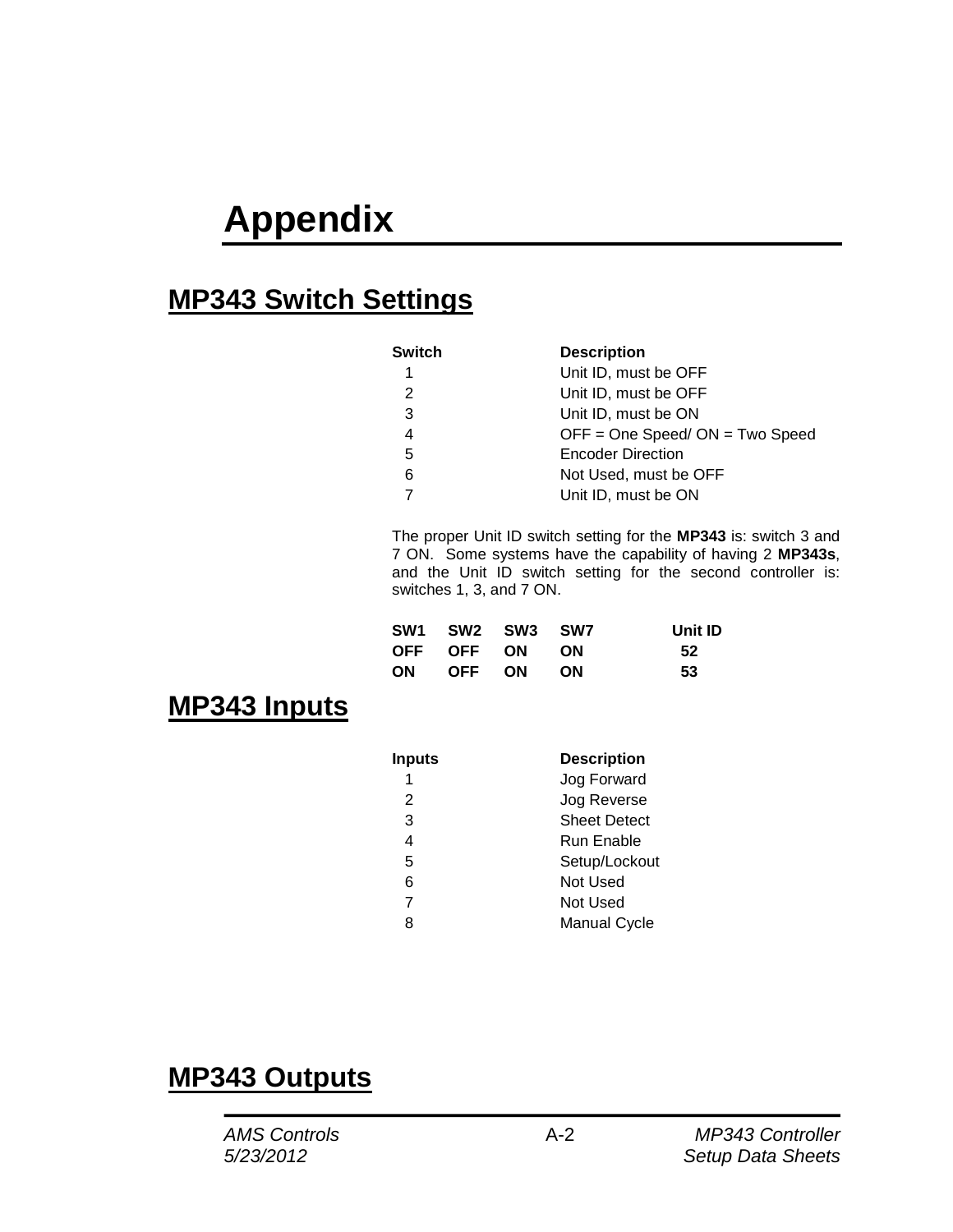# Appendix

## MP343 Switch Settings

| Switch | Description |
|---|---|
| 1 | Unit ID, must be OFF |
| 2 | Unit ID, must be OFF |
| 3 | Unit ID, must be ON |
| 4 | OFF = One Speed/ ON = Two Speed |
| 5 | Encoder Direction |
| 6 | Not Used, must be OFF |
| 7 | Unit ID, must be ON |

The proper Unit ID switch setting for the **MP343** is: switch 3 and 7 ON. Some systems have the capability of having 2 **MP343s**, and the Unit ID switch setting for the second controller is: switches 1, 3, and 7 ON.

| SW1 | SW2 | SW3 | SW7 | Unit ID |
|---|---|---|---|---|
| **OFF** | **OFF** | **ON** | **ON** | **52** |
| **ON** | **OFF** | **ON** | **ON** | **53** |

## MP343 Inputs

| Inputs | Description |
|---|---|
| 1 | Jog Forward |
| 2 | Jog Reverse |
| 3 | Sheet Detect |
| 4 | Run Enable |
| 5 | Setup/Lockout |
| 6 | Not Used |
| 7 | Not Used |
| 8 | Manual Cycle |

## MP343 Outputs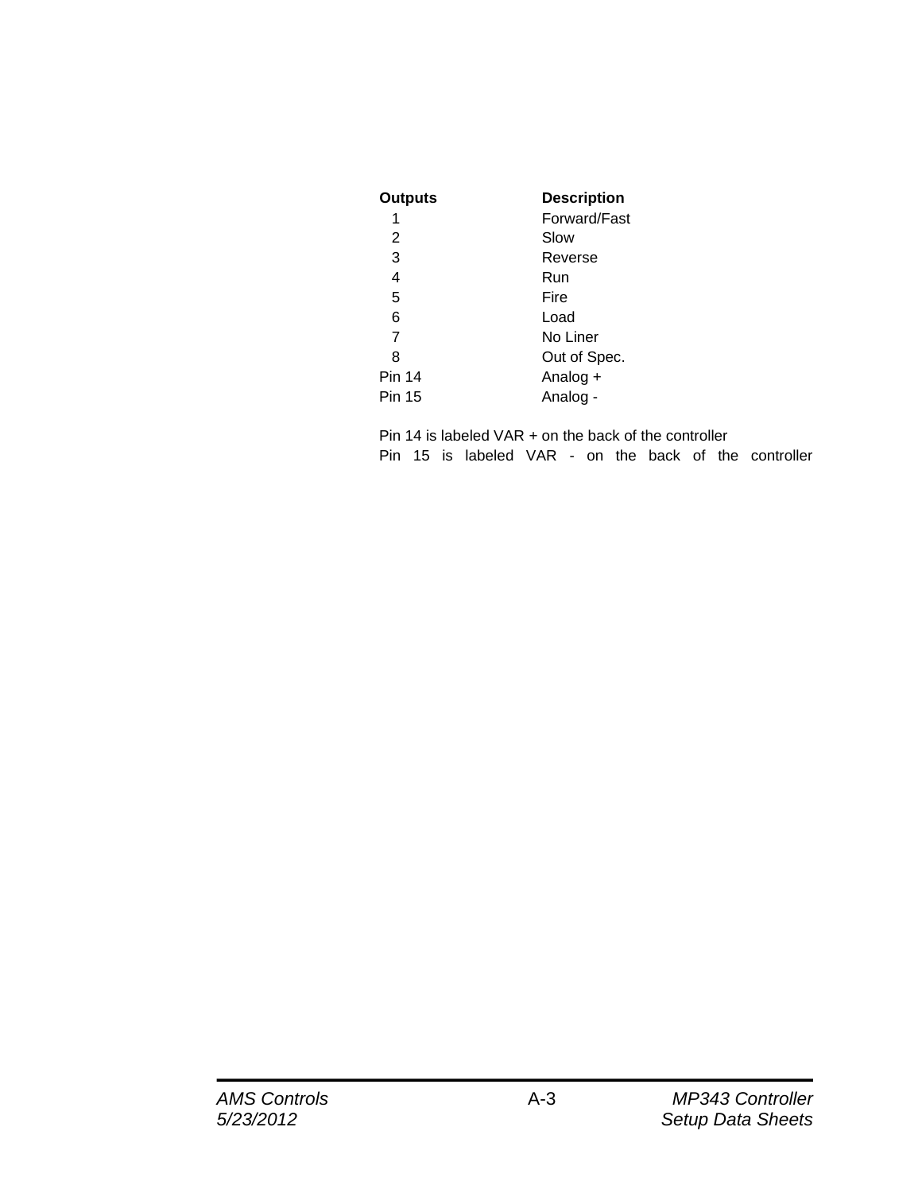| **Outputs** | **Description** |
|---|---|
| 1 | Forward/Fast |
| 2 | Slow |
| 3 | Reverse |
| 4 | Run |
| 5 | Fire |
| 6 | Load |
| 7 | No Liner |
| 8 | Out of Spec. |
| Pin 14 | Analog + |
| Pin 15 | Analog - |

Pin 14 is labeled VAR + on the back of the controller
Pin 15 is labeled VAR - on the back of the controller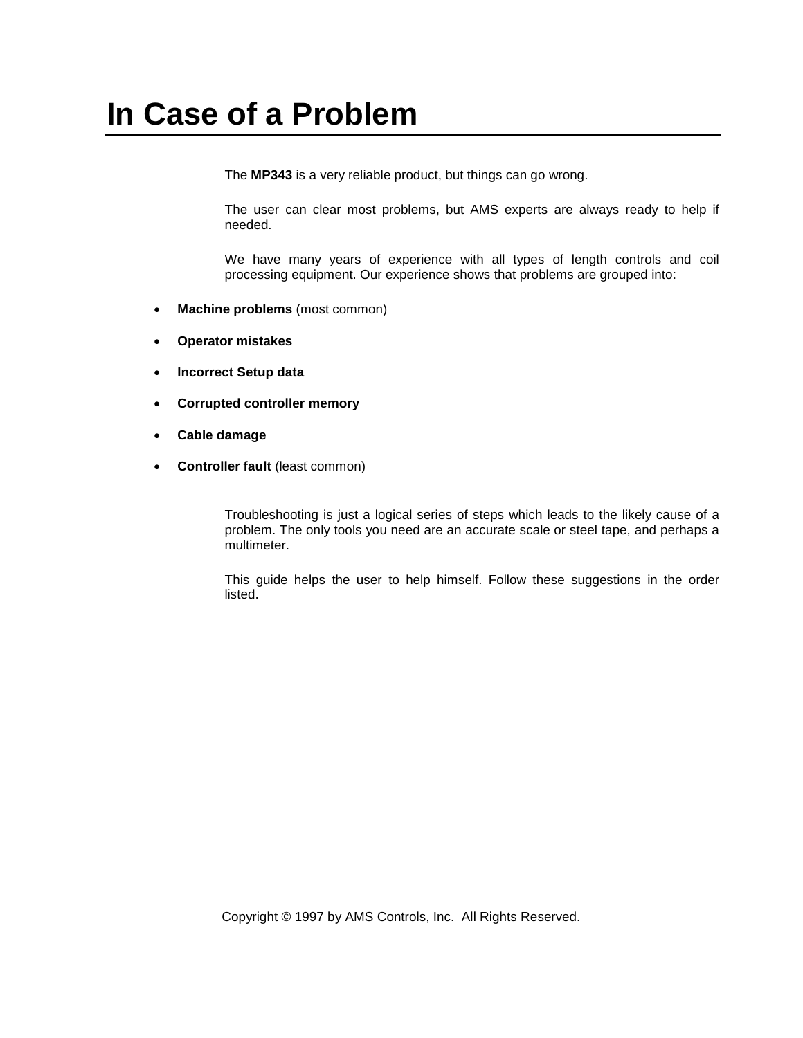# In Case of a Problem

The **MP343** is a very reliable product, but things can go wrong.

The user can clear most problems, but AMS experts are always ready to help if needed.

We have many years of experience with all types of length controls and coil processing equipment. Our experience shows that problems are grouped into:

- **Machine problems** (most common)
- **Operator mistakes**
- **Incorrect Setup data**
- **Corrupted controller memory**
- **Cable damage**
- **Controller fault** (least common)

Troubleshooting is just a logical series of steps which leads to the likely cause of a problem. The only tools you need are an accurate scale or steel tape, and perhaps a multimeter.

This guide helps the user to help himself. Follow these suggestions in the order listed.

Copyright © 1997 by AMS Controls, Inc. All Rights Reserved.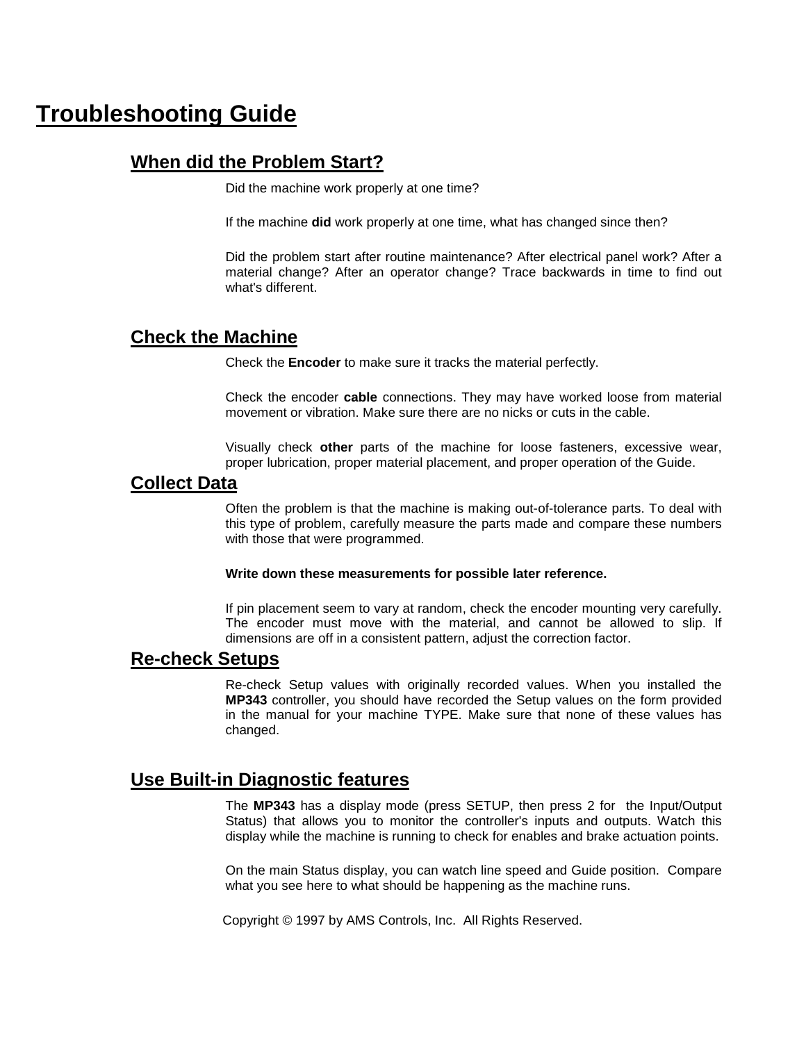# Troubleshooting Guide

## When did the Problem Start?

Did the machine work properly at one time?

If the machine **did** work properly at one time, what has changed since then?

Did the problem start after routine maintenance? After electrical panel work? After a material change? After an operator change? Trace backwards in time to find out what's different.

## Check the Machine

Check the **Encoder** to make sure it tracks the material perfectly.

Check the encoder **cable** connections. They may have worked loose from material movement or vibration. Make sure there are no nicks or cuts in the cable.

Visually check **other** parts of the machine for loose fasteners, excessive wear, proper lubrication, proper material placement, and proper operation of the Guide.

## Collect Data

Often the problem is that the machine is making out-of-tolerance parts. To deal with this type of problem, carefully measure the parts made and compare these numbers with those that were programmed.

**Write down these measurements for possible later reference.**

If pin placement seem to vary at random, check the encoder mounting very carefully. The encoder must move with the material, and cannot be allowed to slip. If dimensions are off in a consistent pattern, adjust the correction factor.

## Re-check Setups

Re-check Setup values with originally recorded values. When you installed the **MP343** controller, you should have recorded the Setup values on the form provided in the manual for your machine TYPE. Make sure that none of these values has changed.

## Use Built-in Diagnostic features

The **MP343** has a display mode (press SETUP, then press 2 for the Input/Output Status) that allows you to monitor the controller's inputs and outputs. Watch this display while the machine is running to check for enables and brake actuation points.

On the main Status display, you can watch line speed and Guide position. Compare what you see here to what should be happening as the machine runs.

Copyright © 1997 by AMS Controls, Inc. All Rights Reserved.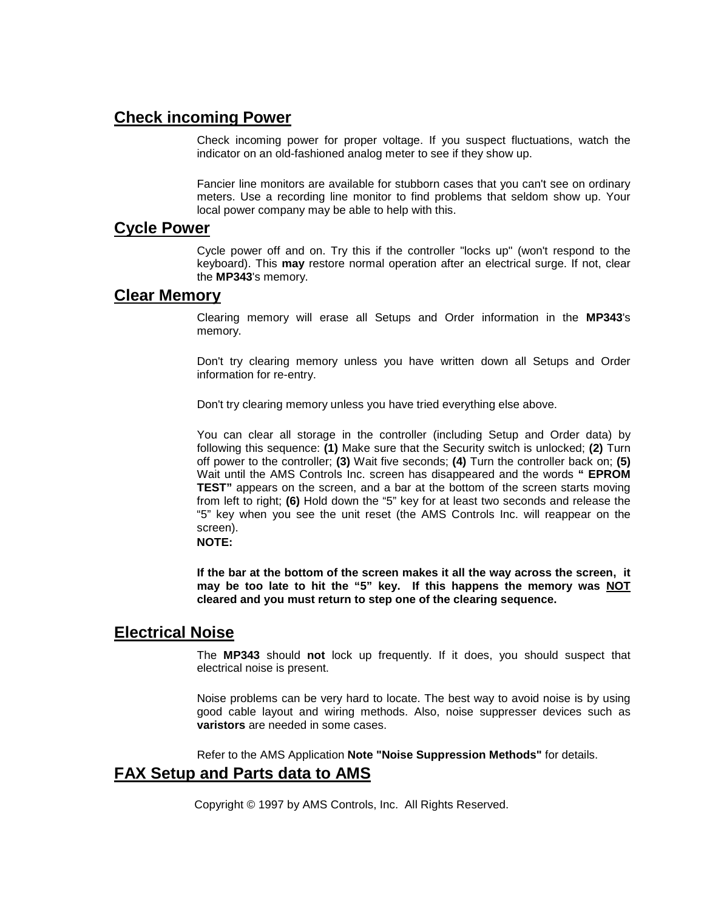## Check incoming Power

Check incoming power for proper voltage. If you suspect fluctuations, watch the indicator on an old-fashioned analog meter to see if they show up.

Fancier line monitors are available for stubborn cases that you can't see on ordinary meters. Use a recording line monitor to find problems that seldom show up. Your local power company may be able to help with this.

## Cycle Power

Cycle power off and on. Try this if the controller "locks up" (won't respond to the keyboard). This **may** restore normal operation after an electrical surge. If not, clear the **MP343**'s memory.

## Clear Memory

Clearing memory will erase all Setups and Order information in the **MP343**'s memory.

Don't try clearing memory unless you have written down all Setups and Order information for re-entry.

Don't try clearing memory unless you have tried everything else above.

You can clear all storage in the controller (including Setup and Order data) by following this sequence: **(1)** Make sure that the Security switch is unlocked; **(2)** Turn off power to the controller; **(3)** Wait five seconds; **(4)** Turn the controller back on; **(5)** Wait until the AMS Controls Inc. screen has disappeared and the words **" EPROM TEST"** appears on the screen, and a bar at the bottom of the screen starts moving from left to right; **(6)** Hold down the "5" key for at least two seconds and release the "5" key when you see the unit reset (the AMS Controls Inc. will reappear on the screen).

**NOTE:**

**If the bar at the bottom of the screen makes it all the way across the screen, it may be too late to hit the "5" key. If this happens the memory was <u>NOT</u> cleared and you must return to step one of the clearing sequence.**

## Electrical Noise

The **MP343** should **not** lock up frequently. If it does, you should suspect that electrical noise is present.

Noise problems can be very hard to locate. The best way to avoid noise is by using good cable layout and wiring methods. Also, noise suppresser devices such as **varistors** are needed in some cases.

Refer to the AMS Application **Note "Noise Suppression Methods"** for details.

## FAX Setup and Parts data to AMS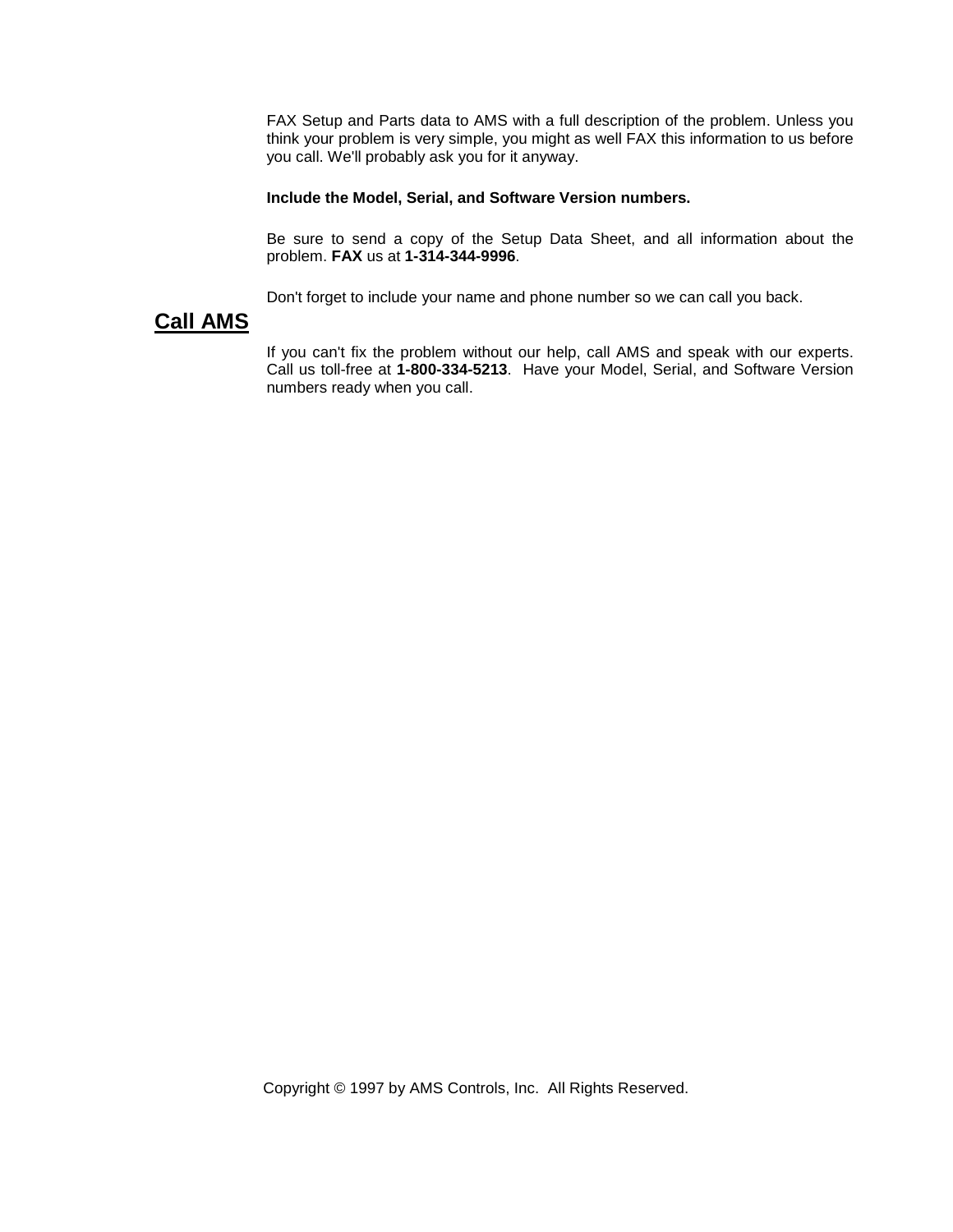FAX Setup and Parts data to AMS with a full description of the problem. Unless you think your problem is very simple, you might as well FAX this information to us before you call. We'll probably ask you for it anyway.

**Include the Model, Serial, and Software Version numbers.**

Be sure to send a copy of the Setup Data Sheet, and all information about the problem. **FAX** us at **1-314-344-9996**.

Don't forget to include your name and phone number so we can call you back.

## Call AMS

If you can't fix the problem without our help, call AMS and speak with our experts. Call us toll-free at **1-800-334-5213**. Have your Model, Serial, and Software Version numbers ready when you call.

Copyright © 1997 by AMS Controls, Inc. All Rights Reserved.